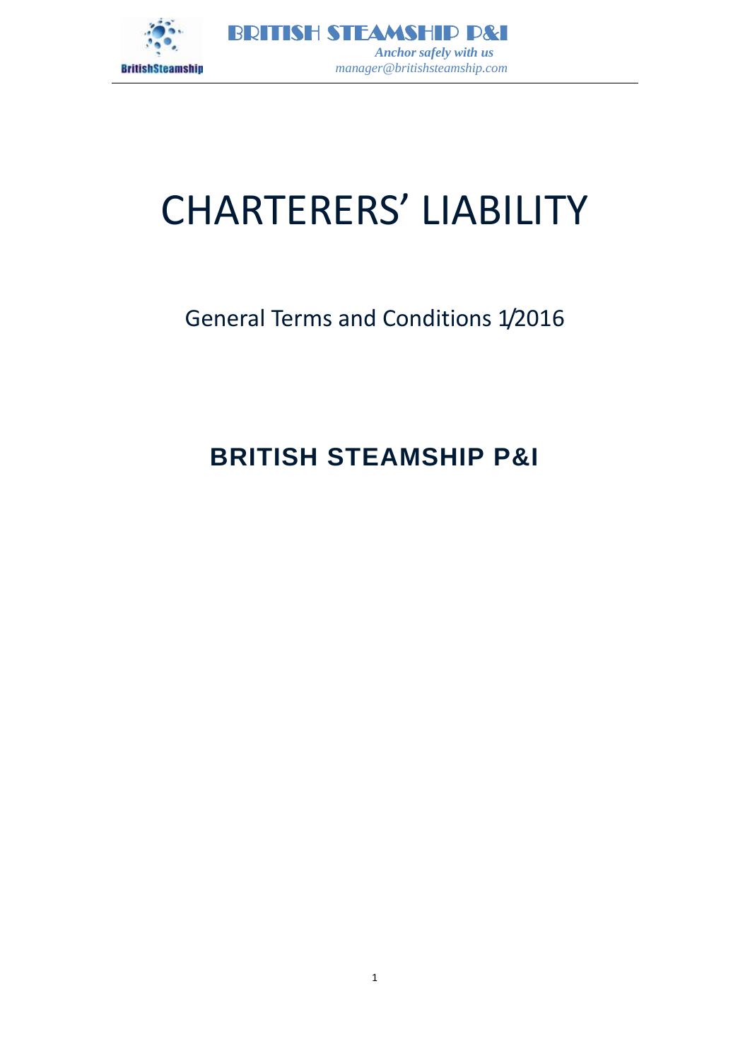# CHARTERERS' LIABILITY

## General Terms and Conditions 1/2016

## BRITISH STEAMSHIP P&I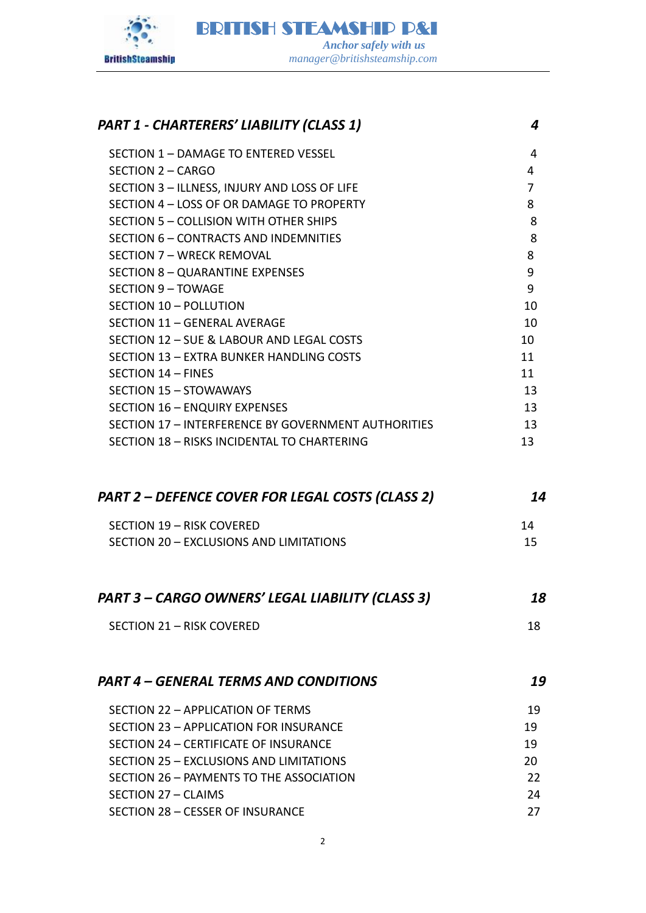| | |
|---|---|
| ***PART 1 - CHARTERERS' LIABILITY (CLASS 1)*** | ***4*** |
| SECTION 1 – DAMAGE TO ENTERED VESSEL | 4 |
| SECTION 2 – CARGO | 4 |
| SECTION 3 – ILLNESS, INJURY AND LOSS OF LIFE | 7 |
| SECTION 4 – LOSS OF OR DAMAGE TO PROPERTY | 8 |
| SECTION 5 – COLLISION WITH OTHER SHIPS | 8 |
| SECTION 6 – CONTRACTS AND INDEMNITIES | 8 |
| SECTION 7 – WRECK REMOVAL | 8 |
| SECTION 8 – QUARANTINE EXPENSES | 9 |
| SECTION 9 – TOWAGE | 9 |
| SECTION 10 – POLLUTION | 10 |
| SECTION 11 – GENERAL AVERAGE | 10 |
| SECTION 12 – SUE & LABOUR AND LEGAL COSTS | 10 |
| SECTION 13 – EXTRA BUNKER HANDLING COSTS | 11 |
| SECTION 14 – FINES | 11 |
| SECTION 15 – STOWAWAYS | 13 |
| SECTION 16 – ENQUIRY EXPENSES | 13 |
| SECTION 17 – INTERFERENCE BY GOVERNMENT AUTHORITIES | 13 |
| SECTION 18 – RISKS INCIDENTAL TO CHARTERING | 13 |
| ***PART 2 – DEFENCE COVER FOR LEGAL COSTS (CLASS 2)*** | ***14*** |
| SECTION 19 – RISK COVERED | 14 |
| SECTION 20 – EXCLUSIONS AND LIMITATIONS | 15 |
| ***PART 3 – CARGO OWNERS' LEGAL LIABILITY (CLASS 3)*** | ***18*** |
| SECTION 21 – RISK COVERED | 18 |
| ***PART 4 – GENERAL TERMS AND CONDITIONS*** | ***19*** |
| SECTION 22 – APPLICATION OF TERMS | 19 |
| SECTION 23 – APPLICATION FOR INSURANCE | 19 |
| SECTION 24 – CERTIFICATE OF INSURANCE | 19 |
| SECTION 25 – EXCLUSIONS AND LIMITATIONS | 20 |
| SECTION 26 – PAYMENTS TO THE ASSOCIATION | 22 |
| SECTION 27 – CLAIMS | 24 |
| SECTION 28 – CESSER OF INSURANCE | 27 |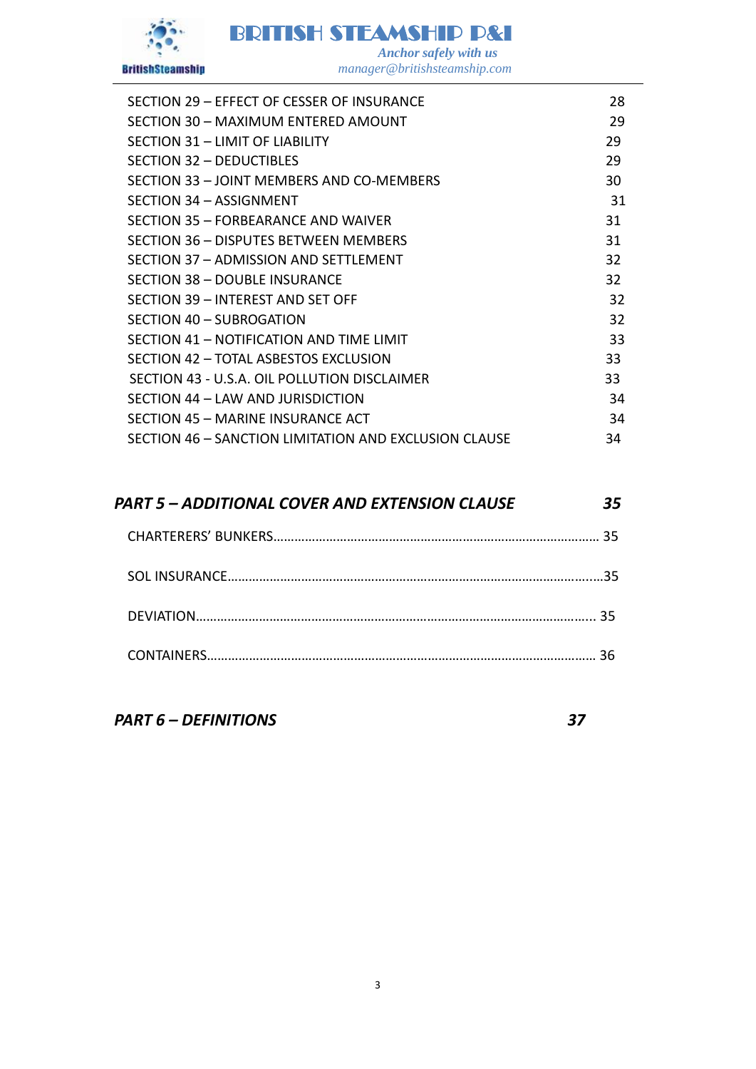SECTION 29 – EFFECT OF CESSER OF INSURANCE 28
SECTION 30 – MAXIMUM ENTERED AMOUNT 29
SECTION 31 – LIMIT OF LIABILITY 29
SECTION 32 – DEDUCTIBLES 29
SECTION 33 – JOINT MEMBERS AND CO-MEMBERS 30
SECTION 34 – ASSIGNMENT 31
SECTION 35 – FORBEARANCE AND WAIVER 31
SECTION 36 – DISPUTES BETWEEN MEMBERS 31
SECTION 37 – ADMISSION AND SETTLEMENT 32
SECTION 38 – DOUBLE INSURANCE 32
SECTION 39 – INTEREST AND SET OFF 32
SECTION 40 – SUBROGATION 32
SECTION 41 – NOTIFICATION AND TIME LIMIT 33
SECTION 42 – TOTAL ASBESTOS EXCLUSION 33
SECTION 43 - U.S.A. OIL POLLUTION DISCLAIMER 33
SECTION 44 – LAW AND JURISDICTION 34
SECTION 45 – MARINE INSURANCE ACT 34
SECTION 46 – SANCTION LIMITATION AND EXCLUSION CLAUSE 34

***PART 5 – ADDITIONAL COVER AND EXTENSION CLAUSE 35***

CHARTERERS' BUNKERS.......................................................................................... 35

SOL INSURANCE..........................................................................................................35

DEVIATION.................................................................................................................. 35

CONTAINERS.............................................................................................................. 36

***PART 6 – DEFINITIONS 37***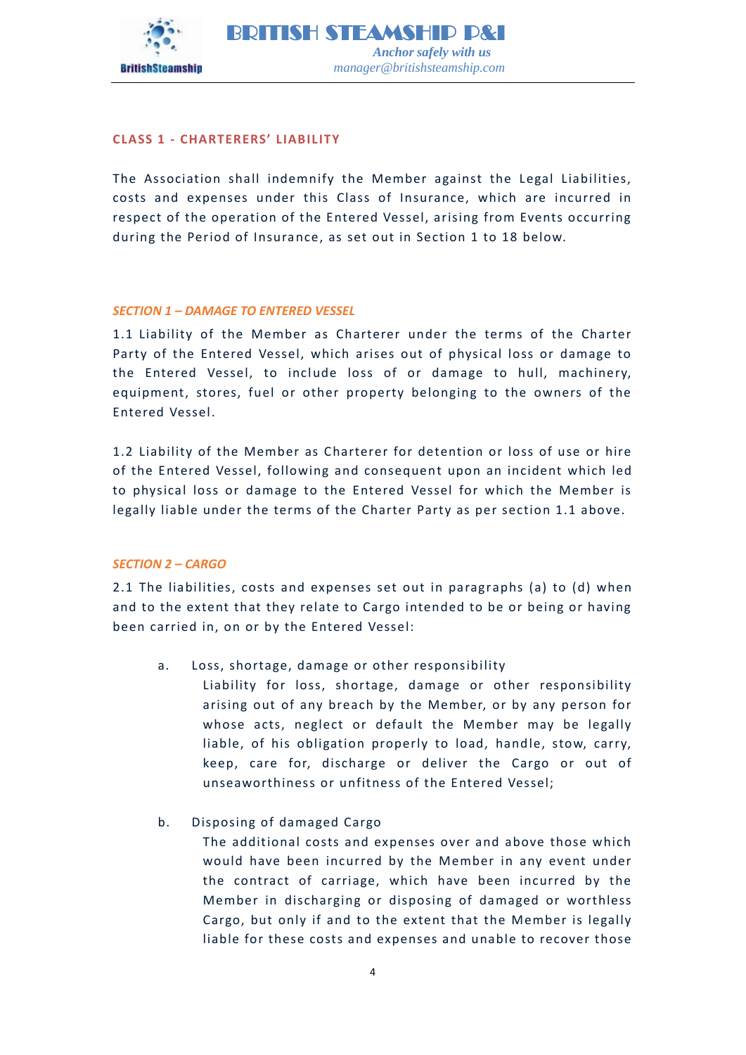## CLASS 1 - CHARTERERS' LIABILITY

The Association shall indemnify the Member against the Legal Liabilities, costs and expenses under this Class of Insurance, which are incurred in respect of the operation of the Entered Vessel, arising from Events occurring during the Period of Insurance, as set out in Section 1 to 18 below.

### *SECTION 1 – DAMAGE TO ENTERED VESSEL*

1.1 Liability of the Member as Charterer under the terms of the Charter Party of the Entered Vessel, which arises out of physical loss or damage to the Entered Vessel, to include loss of or damage to hull, machinery, equipment, stores, fuel or other property belonging to the owners of the Entered Vessel.

1.2 Liability of the Member as Charterer for detention or loss of use or hire of the Entered Vessel, following and consequent upon an incident which led to physical loss or damage to the Entered Vessel for which the Member is legally liable under the terms of the Charter Party as per section 1.1 above.

### *SECTION 2 – CARGO*

2.1 The liabilities, costs and expenses set out in paragraphs (a) to (d) when and to the extent that they relate to Cargo intended to be or being or having been carried in, on or by the Entered Vessel:

a. Loss, shortage, damage or other responsibility

   Liability for loss, shortage, damage or other responsibility arising out of any breach by the Member, or by any person for whose acts, neglect or default the Member may be legally liable, of his obligation properly to load, handle, stow, carry, keep, care for, discharge or deliver the Cargo or out of unseaworthiness or unfitness of the Entered Vessel;

b. Disposing of damaged Cargo

   The additional costs and expenses over and above those which would have been incurred by the Member in any event under the contract of carriage, which have been incurred by the Member in discharging or disposing of damaged or worthless Cargo, but only if and to the extent that the Member is legally liable for these costs and expenses and unable to recover those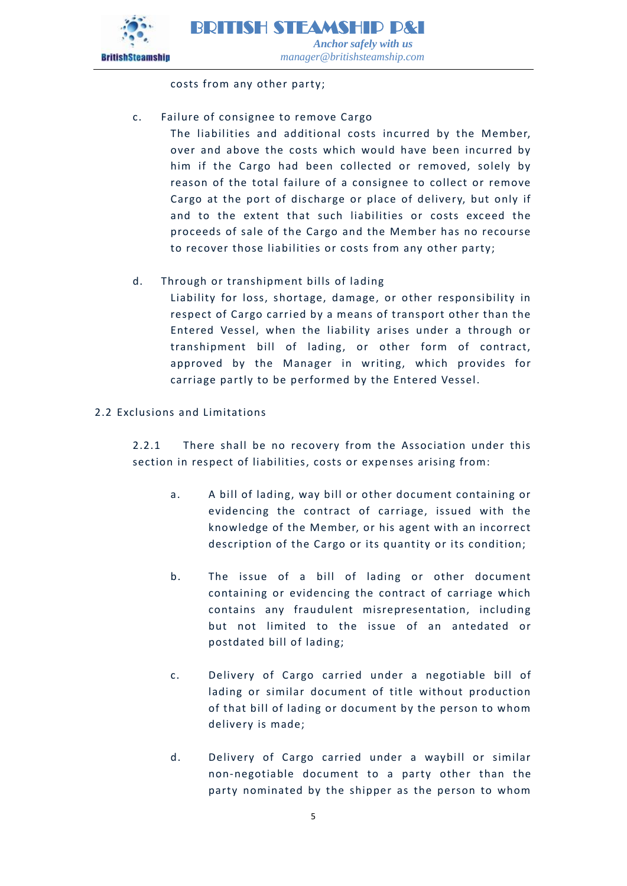costs from any other party;

c. Failure of consignee to remove Cargo

The liabilities and additional costs incurred by the Member, over and above the costs which would have been incurred by him if the Cargo had been collected or removed, solely by reason of the total failure of a consignee to collect or remove Cargo at the port of discharge or place of delivery, but only if and to the extent that such liabilities or costs exceed the proceeds of sale of the Cargo and the Member has no recourse to recover those liabilities or costs from any other party;

d. Through or transhipment bills of lading

Liability for loss, shortage, damage, or other responsibility in respect of Cargo carried by a means of transport other than the Entered Vessel, when the liability arises under a through or transhipment bill of lading, or other form of contract, approved by the Manager in writing, which provides for carriage partly to be performed by the Entered Vessel.

2.2 Exclusions and Limitations

2.2.1 There shall be no recovery from the Association under this section in respect of liabilities, costs or expenses arising from:

a. A bill of lading, way bill or other document containing or evidencing the contract of carriage, issued with the knowledge of the Member, or his agent with an incorrect description of the Cargo or its quantity or its condition;

b. The issue of a bill of lading or other document containing or evidencing the contract of carriage which contains any fraudulent misrepresentation, including but not limited to the issue of an antedated or postdated bill of lading;

c. Delivery of Cargo carried under a negotiable bill of lading or similar document of title without production of that bill of lading or document by the person to whom delivery is made;

d. Delivery of Cargo carried under a waybill or similar non-negotiable document to a party other than the party nominated by the shipper as the person to whom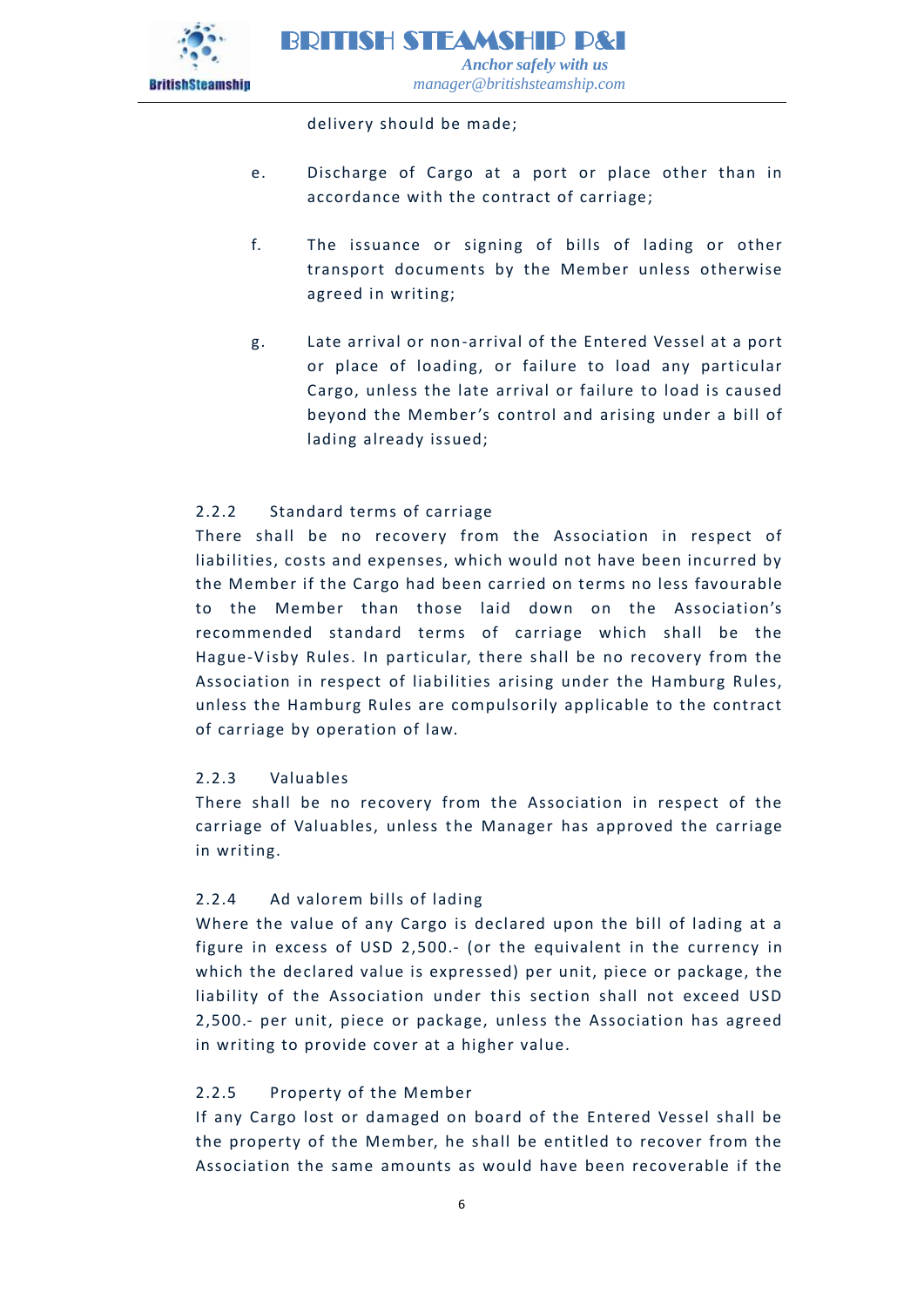delivery should be made;

e. Discharge of Cargo at a port or place other than in accordance with the contract of carriage;

f. The issuance or signing of bills of lading or other transport documents by the Member unless otherwise agreed in writing;

g. Late arrival or non-arrival of the Entered Vessel at a port or place of loading, or failure to load any particular Cargo, unless the late arrival or failure to load is caused beyond the Member's control and arising under a bill of lading already issued;

2.2.2 Standard terms of carriage

There shall be no recovery from the Association in respect of liabilities, costs and expenses, which would not have been incurred by the Member if the Cargo had been carried on terms no less favourable to the Member than those laid down on the Association's recommended standard terms of carriage which shall be the Hague-Visby Rules. In particular, there shall be no recovery from the Association in respect of liabilities arising under the Hamburg Rules, unless the Hamburg Rules are compulsorily applicable to the contract of carriage by operation of law.

2.2.3 Valuables

There shall be no recovery from the Association in respect of the carriage of Valuables, unless the Manager has approved the carriage in writing.

2.2.4 Ad valorem bills of lading

Where the value of any Cargo is declared upon the bill of lading at a figure in excess of USD 2,500.- (or the equivalent in the currency in which the declared value is expressed) per unit, piece or package, the liability of the Association under this section shall not exceed USD 2,500.- per unit, piece or package, unless the Association has agreed in writing to provide cover at a higher value.

2.2.5 Property of the Member

If any Cargo lost or damaged on board of the Entered Vessel shall be the property of the Member, he shall be entitled to recover from the Association the same amounts as would have been recoverable if the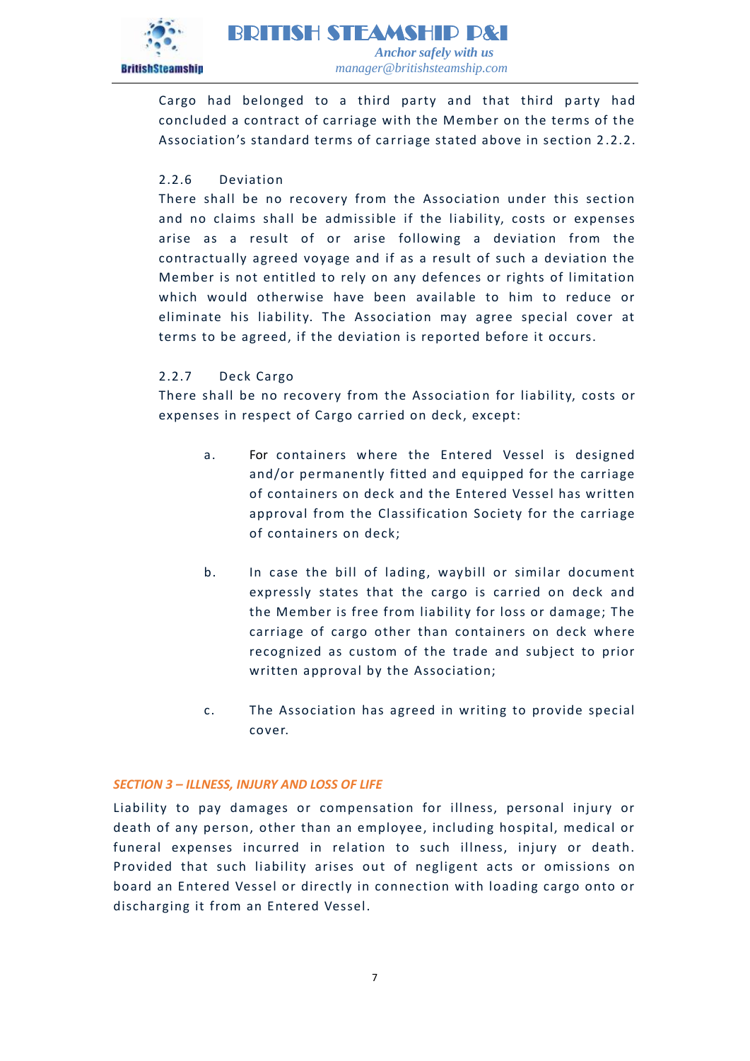Cargo had belonged to a third party and that third party had concluded a contract of carriage with the Member on the terms of the Association's standard terms of carriage stated above in section 2.2.2.

2.2.6 Deviation

There shall be no recovery from the Association under this section and no claims shall be admissible if the liability, costs or expenses arise as a result of or arise following a deviation from the contractually agreed voyage and if as a result of such a deviation the Member is not entitled to rely on any defences or rights of limitation which would otherwise have been available to him to reduce or eliminate his liability. The Association may agree special cover at terms to be agreed, if the deviation is reported before it occurs.

2.2.7 Deck Cargo

There shall be no recovery from the Association for liability, costs or expenses in respect of Cargo carried on deck, except:

a. For containers where the Entered Vessel is designed and/or permanently fitted and equipped for the carriage of containers on deck and the Entered Vessel has written approval from the Classification Society for the carriage of containers on deck;

b. In case the bill of lading, waybill or similar document expressly states that the cargo is carried on deck and the Member is free from liability for loss or damage; The carriage of cargo other than containers on deck where recognized as custom of the trade and subject to prior written approval by the Association;

c. The Association has agreed in writing to provide special cover.

## *SECTION 3 – ILLNESS, INJURY AND LOSS OF LIFE*

Liability to pay damages or compensation for illness, personal injury or death of any person, other than an employee, including hospital, medical or funeral expenses incurred in relation to such illness, injury or death. Provided that such liability arises out of negligent acts or omissions on board an Entered Vessel or directly in connection with loading cargo onto or discharging it from an Entered Vessel.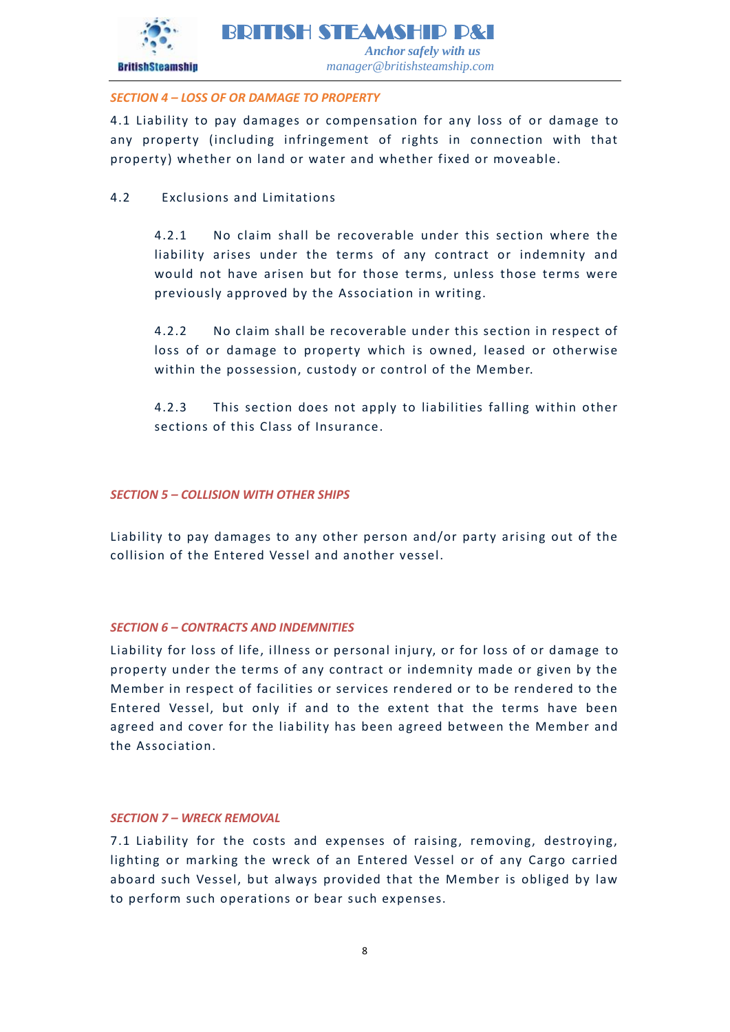### *SECTION 4 – LOSS OF OR DAMAGE TO PROPERTY*

4.1 Liability to pay damages or compensation for any loss of or damage to any property (including infringement of rights in connection with that property) whether on land or water and whether fixed or moveable.

4.2 Exclusions and Limitations

4.2.1 No claim shall be recoverable under this section where the liability arises under the terms of any contract or indemnity and would not have arisen but for those terms, unless those terms were previously approved by the Association in writing.

4.2.2 No claim shall be recoverable under this section in respect of loss of or damage to property which is owned, leased or otherwise within the possession, custody or control of the Member.

4.2.3 This section does not apply to liabilities falling within other sections of this Class of Insurance.

### *SECTION 5 – COLLISION WITH OTHER SHIPS*

Liability to pay damages to any other person and/or party arising out of the collision of the Entered Vessel and another vessel.

### *SECTION 6 – CONTRACTS AND INDEMNITIES*

Liability for loss of life, illness or personal injury, or for loss of or damage to property under the terms of any contract or indemnity made or given by the Member in respect of facilities or services rendered or to be rendered to the Entered Vessel, but only if and to the extent that the terms have been agreed and cover for the liability has been agreed between the Member and the Association.

### *SECTION 7 – WRECK REMOVAL*

7.1 Liability for the costs and expenses of raising, removing, destroying, lighting or marking the wreck of an Entered Vessel or of any Cargo carried aboard such Vessel, but always provided that the Member is obliged by law to perform such operations or bear such expenses.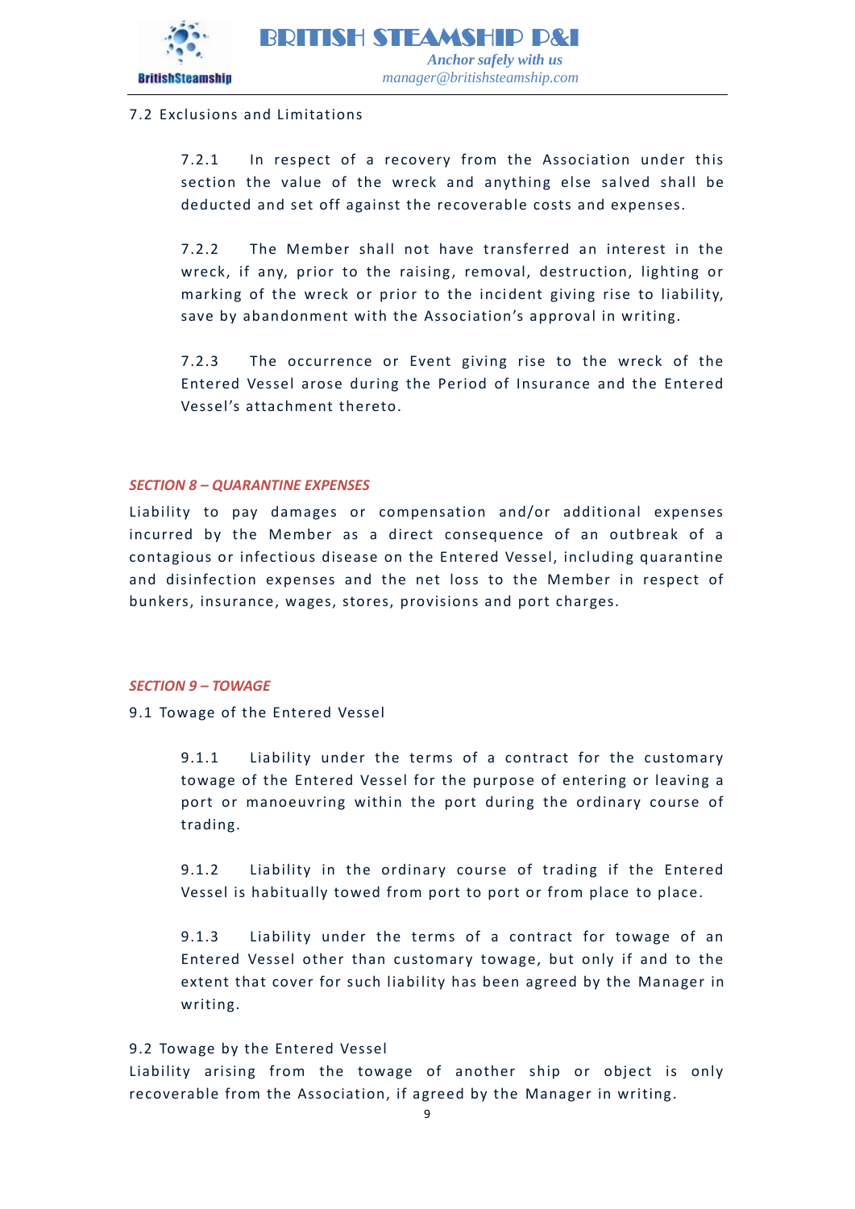7.2 Exclusions and Limitations

7.2.1 In respect of a recovery from the Association under this section the value of the wreck and anything else salved shall be deducted and set off against the recoverable costs and expenses.

7.2.2 The Member shall not have transferred an interest in the wreck, if any, prior to the raising, removal, destruction, lighting or marking of the wreck or prior to the incident giving rise to liability, save by abandonment with the Association's approval in writing.

7.2.3 The occurrence or Event giving rise to the wreck of the Entered Vessel arose during the Period of Insurance and the Entered Vessel's attachment thereto.

## *SECTION 8 – QUARANTINE EXPENSES*

Liability to pay damages or compensation and/or additional expenses incurred by the Member as a direct consequence of an outbreak of a contagious or infectious disease on the Entered Vessel, including quarantine and disinfection expenses and the net loss to the Member in respect of bunkers, insurance, wages, stores, provisions and port charges.

## *SECTION 9 – TOWAGE*

9.1 Towage of the Entered Vessel

9.1.1 Liability under the terms of a contract for the customary towage of the Entered Vessel for the purpose of entering or leaving a port or manoeuvring within the port during the ordinary course of trading.

9.1.2 Liability in the ordinary course of trading if the Entered Vessel is habitually towed from port to port or from place to place.

9.1.3 Liability under the terms of a contract for towage of an Entered Vessel other than customary towage, but only if and to the extent that cover for such liability has been agreed by the Manager in writing.

9.2 Towage by the Entered Vessel

Liability arising from the towage of another ship or object is only recoverable from the Association, if agreed by the Manager in writing.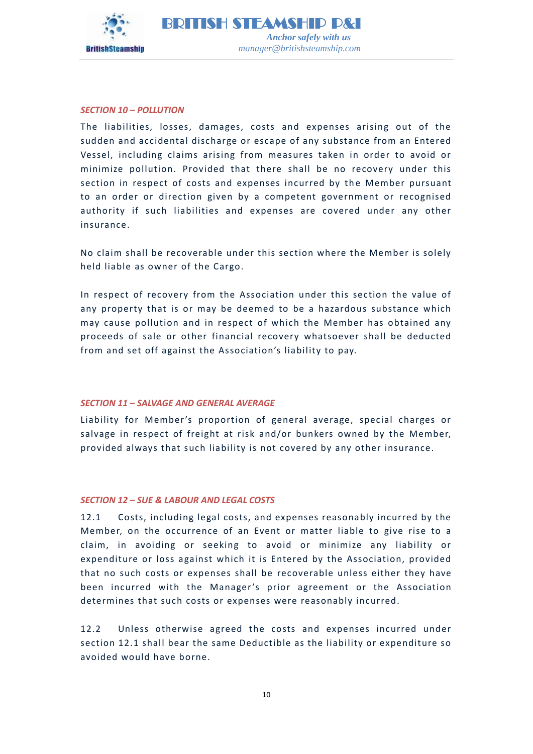### *SECTION 10 – POLLUTION*

The liabilities, losses, damages, costs and expenses arising out of the sudden and accidental discharge or escape of any substance from an Entered Vessel, including claims arising from measures taken in order to avoid or minimize pollution. Provided that there shall be no recovery under this section in respect of costs and expenses incurred by the Member pursuant to an order or direction given by a competent government or recognised authority if such liabilities and expenses are covered under any other insurance.

No claim shall be recoverable under this section where the Member is solely held liable as owner of the Cargo.

In respect of recovery from the Association under this section the value of any property that is or may be deemed to be a hazardous substance which may cause pollution and in respect of which the Member has obtained any proceeds of sale or other financial recovery whatsoever shall be deducted from and set off against the Association's liability to pay.

### *SECTION 11 – SALVAGE AND GENERAL AVERAGE*

Liability for Member's proportion of general average, special charges or salvage in respect of freight at risk and/or bunkers owned by the Member, provided always that such liability is not covered by any other insurance.

### *SECTION 12 – SUE & LABOUR AND LEGAL COSTS*

12.1 Costs, including legal costs, and expenses reasonably incurred by the Member, on the occurrence of an Event or matter liable to give rise to a claim, in avoiding or seeking to avoid or minimize any liability or expenditure or loss against which it is Entered by the Association, provided that no such costs or expenses shall be recoverable unless either they have been incurred with the Manager's prior agreement or the Association determines that such costs or expenses were reasonably incurred.

12.2 Unless otherwise agreed the costs and expenses incurred under section 12.1 shall bear the same Deductible as the liability or expenditure so avoided would have borne.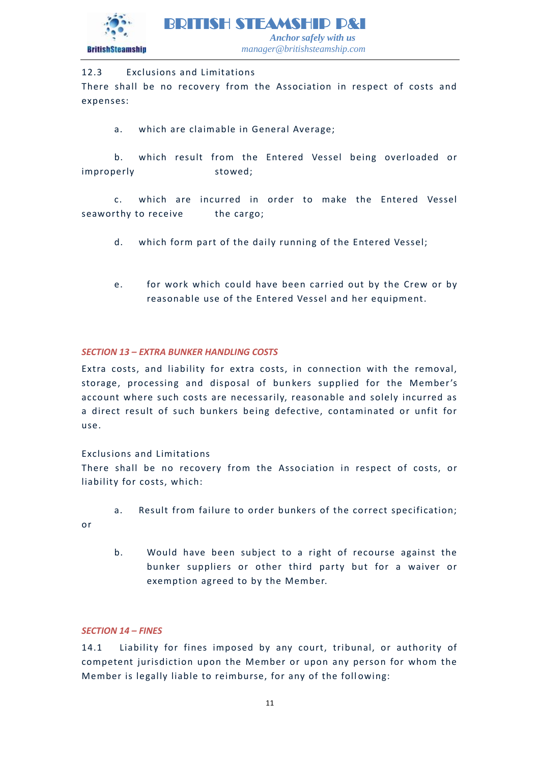12.3 Exclusions and Limitations

There shall be no recovery from the Association in respect of costs and expenses:

a. which are claimable in General Average;

b. which result from the Entered Vessel being overloaded or improperly stowed;

c. which are incurred in order to make the Entered Vessel seaworthy to receive the cargo;

d. which form part of the daily running of the Entered Vessel;

e. for work which could have been carried out by the Crew or by reasonable use of the Entered Vessel and her equipment.

### *SECTION 13 – EXTRA BUNKER HANDLING COSTS*

Extra costs, and liability for extra costs, in connection with the removal, storage, processing and disposal of bunkers supplied for the Member's account where such costs are necessarily, reasonable and solely incurred as a direct result of such bunkers being defective, contaminated or unfit for use.

Exclusions and Limitations

There shall be no recovery from the Association in respect of costs, or liability for costs, which:

a. Result from failure to order bunkers of the correct specification; or

b. Would have been subject to a right of recourse against the bunker suppliers or other third party but for a waiver or exemption agreed to by the Member.

### *SECTION 14 – FINES*

14.1 Liability for fines imposed by any court, tribunal, or authority of competent jurisdiction upon the Member or upon any person for whom the Member is legally liable to reimburse, for any of the following: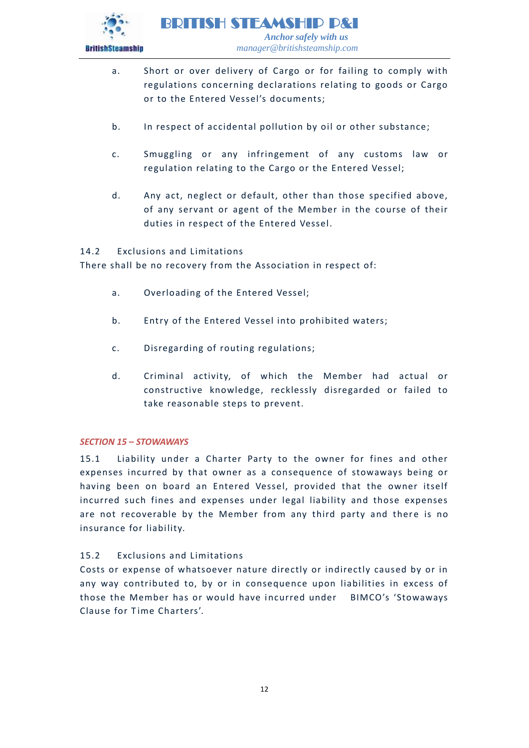a. Short or over delivery of Cargo or for failing to comply with regulations concerning declarations relating to goods or Cargo or to the Entered Vessel's documents;

b. In respect of accidental pollution by oil or other substance;

c. Smuggling or any infringement of any customs law or regulation relating to the Cargo or the Entered Vessel;

d. Any act, neglect or default, other than those specified above, of any servant or agent of the Member in the course of their duties in respect of the Entered Vessel.

14.2 Exclusions and Limitations

There shall be no recovery from the Association in respect of:

a. Overloading of the Entered Vessel;

b. Entry of the Entered Vessel into prohibited waters;

c. Disregarding of routing regulations;

d. Criminal activity, of which the Member had actual or constructive knowledge, recklessly disregarded or failed to take reasonable steps to prevent.

## *SECTION 15 – STOWAWAYS*

15.1 Liability under a Charter Party to the owner for fines and other expenses incurred by that owner as a consequence of stowaways being or having been on board an Entered Vessel, provided that the owner itself incurred such fines and expenses under legal liability and those expenses are not recoverable by the Member from any third party and there is no insurance for liability.

15.2 Exclusions and Limitations

Costs or expense of whatsoever nature directly or indirectly caused by or in any way contributed to, by or in consequence upon liabilities in excess of those the Member has or would have incurred under BIMCO's 'Stowaways Clause for Time Charters'.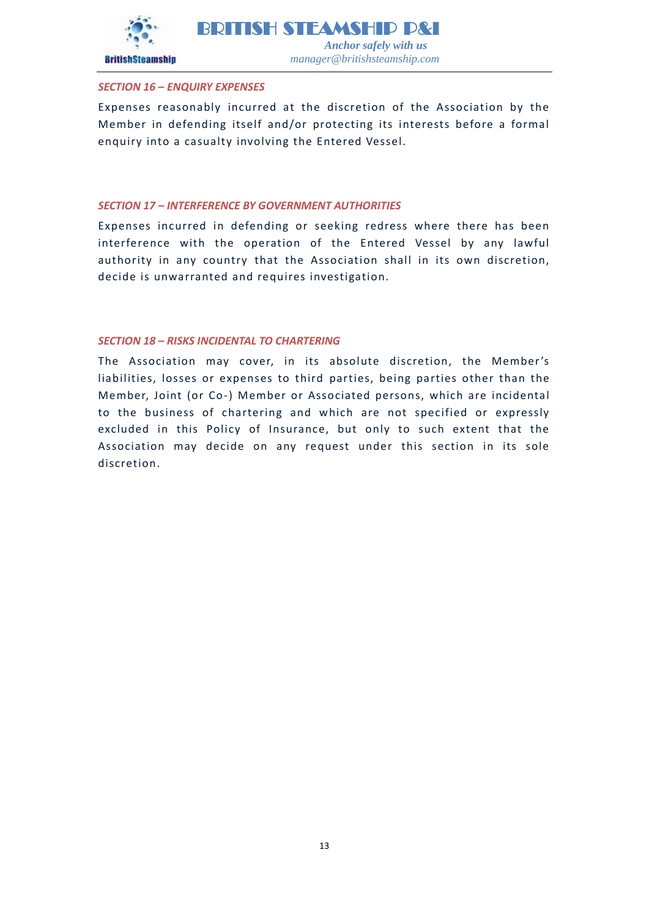### *SECTION 16 – ENQUIRY EXPENSES*

Expenses reasonably incurred at the discretion of the Association by the Member in defending itself and/or protecting its interests before a formal enquiry into a casualty involving the Entered Vessel.

### *SECTION 17 – INTERFERENCE BY GOVERNMENT AUTHORITIES*

Expenses incurred in defending or seeking redress where there has been interference with the operation of the Entered Vessel by any lawful authority in any country that the Association shall in its own discretion, decide is unwarranted and requires investigation.

### *SECTION 18 – RISKS INCIDENTAL TO CHARTERING*

The Association may cover, in its absolute discretion, the Member's liabilities, losses or expenses to third parties, being parties other than the Member, Joint (or Co-) Member or Associated persons, which are incidental to the business of chartering and which are not specified or expressly excluded in this Policy of Insurance, but only to such extent that the Association may decide on any request under this section in its sole discretion.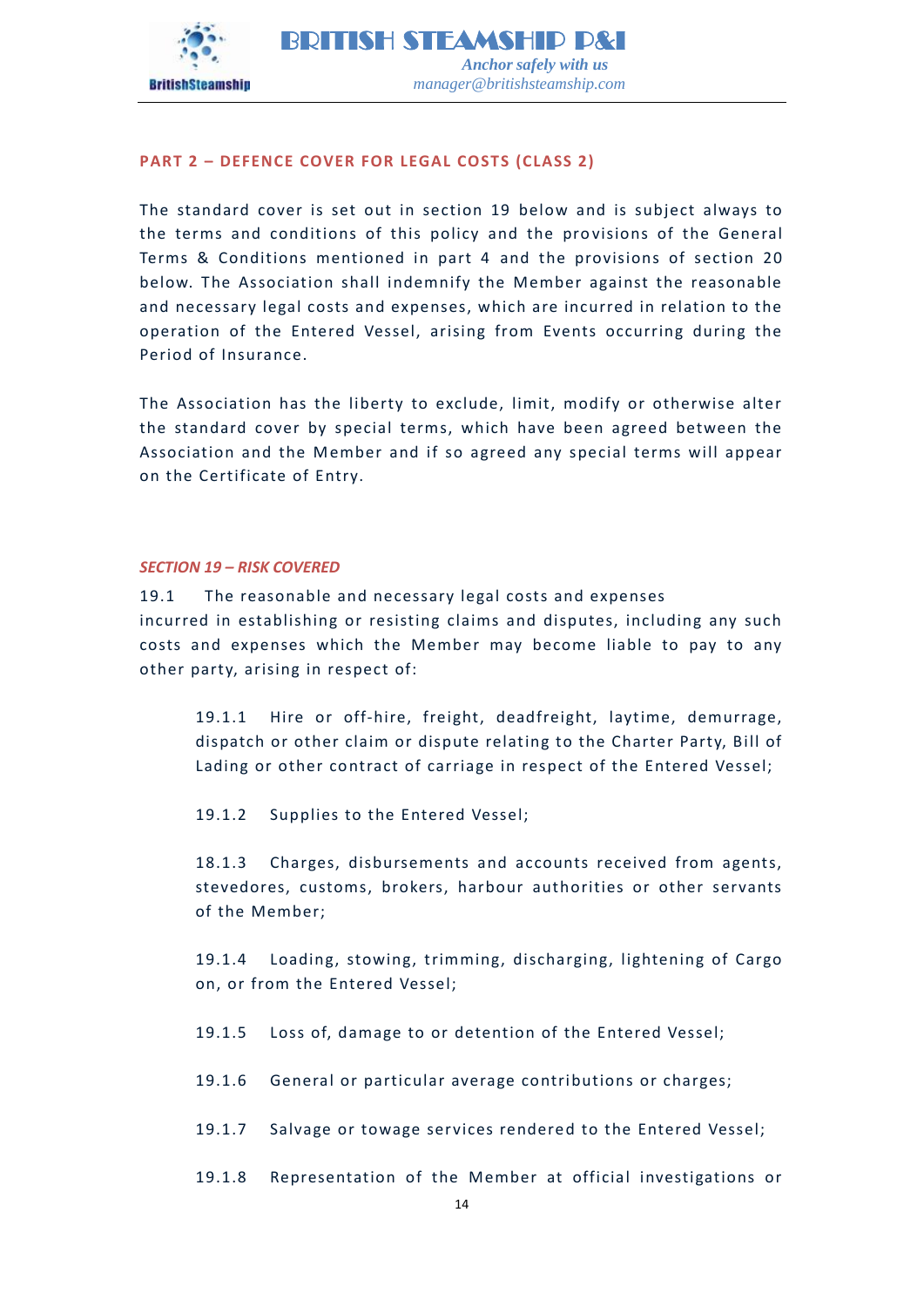## PART 2 – DEFENCE COVER FOR LEGAL COSTS (CLASS 2)

The standard cover is set out in section 19 below and is subject always to the terms and conditions of this policy and the provisions of the General Terms & Conditions mentioned in part 4 and the provisions of section 20 below. The Association shall indemnify the Member against the reasonable and necessary legal costs and expenses, which are incurred in relation to the operation of the Entered Vessel, arising from Events occurring during the Period of Insurance.

The Association has the liberty to exclude, limit, modify or otherwise alter the standard cover by special terms, which have been agreed between the Association and the Member and if so agreed any special terms will appear on the Certificate of Entry.

### *SECTION 19 – RISK COVERED*

19.1 The reasonable and necessary legal costs and expenses incurred in establishing or resisting claims and disputes, including any such costs and expenses which the Member may become liable to pay to any other party, arising in respect of:

19.1.1 Hire or off-hire, freight, deadfreight, laytime, demurrage, dispatch or other claim or dispute relating to the Charter Party, Bill of Lading or other contract of carriage in respect of the Entered Vessel;

19.1.2 Supplies to the Entered Vessel;

18.1.3 Charges, disbursements and accounts received from agents, stevedores, customs, brokers, harbour authorities or other servants of the Member;

19.1.4 Loading, stowing, trimming, discharging, lightening of Cargo on, or from the Entered Vessel;

19.1.5 Loss of, damage to or detention of the Entered Vessel;

19.1.6 General or particular average contributions or charges;

19.1.7 Salvage or towage services rendered to the Entered Vessel;

19.1.8 Representation of the Member at official investigations or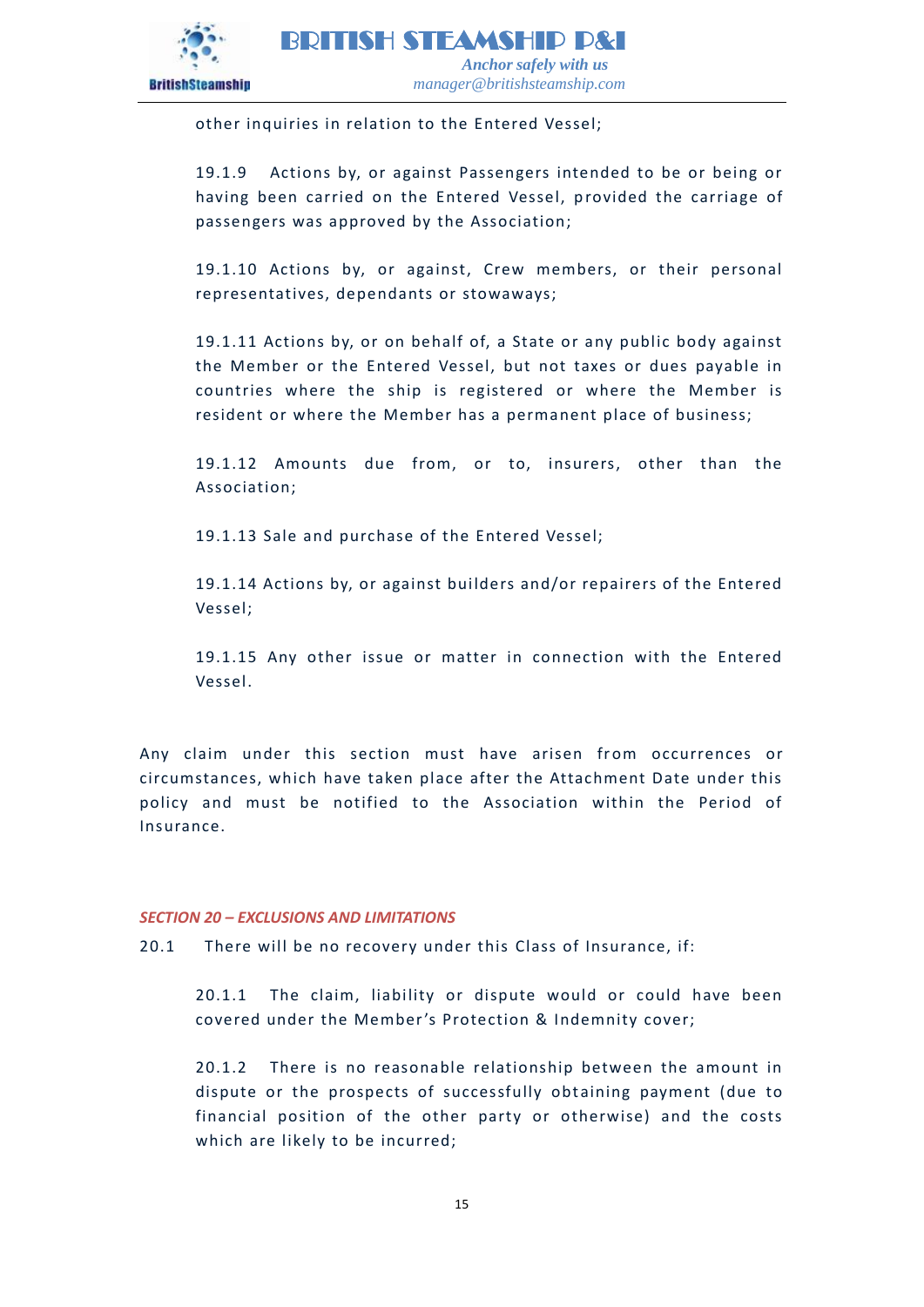other inquiries in relation to the Entered Vessel;

19.1.9 Actions by, or against Passengers intended to be or being or having been carried on the Entered Vessel, provided the carriage of passengers was approved by the Association;

19.1.10 Actions by, or against, Crew members, or their personal representatives, dependants or stowaways;

19.1.11 Actions by, or on behalf of, a State or any public body against the Member or the Entered Vessel, but not taxes or dues payable in countries where the ship is registered or where the Member is resident or where the Member has a permanent place of business;

19.1.12 Amounts due from, or to, insurers, other than the Association;

19.1.13 Sale and purchase of the Entered Vessel;

19.1.14 Actions by, or against builders and/or repairers of the Entered Vessel;

19.1.15 Any other issue or matter in connection with the Entered Vessel.

Any claim under this section must have arisen from occurrences or circumstances, which have taken place after the Attachment Date under this policy and must be notified to the Association within the Period of Insurance.

### *SECTION 20 – EXCLUSIONS AND LIMITATIONS*

20.1 There will be no recovery under this Class of Insurance, if:

20.1.1 The claim, liability or dispute would or could have been covered under the Member's Protection & Indemnity cover;

20.1.2 There is no reasonable relationship between the amount in dispute or the prospects of successfully obtaining payment (due to financial position of the other party or otherwise) and the costs which are likely to be incurred;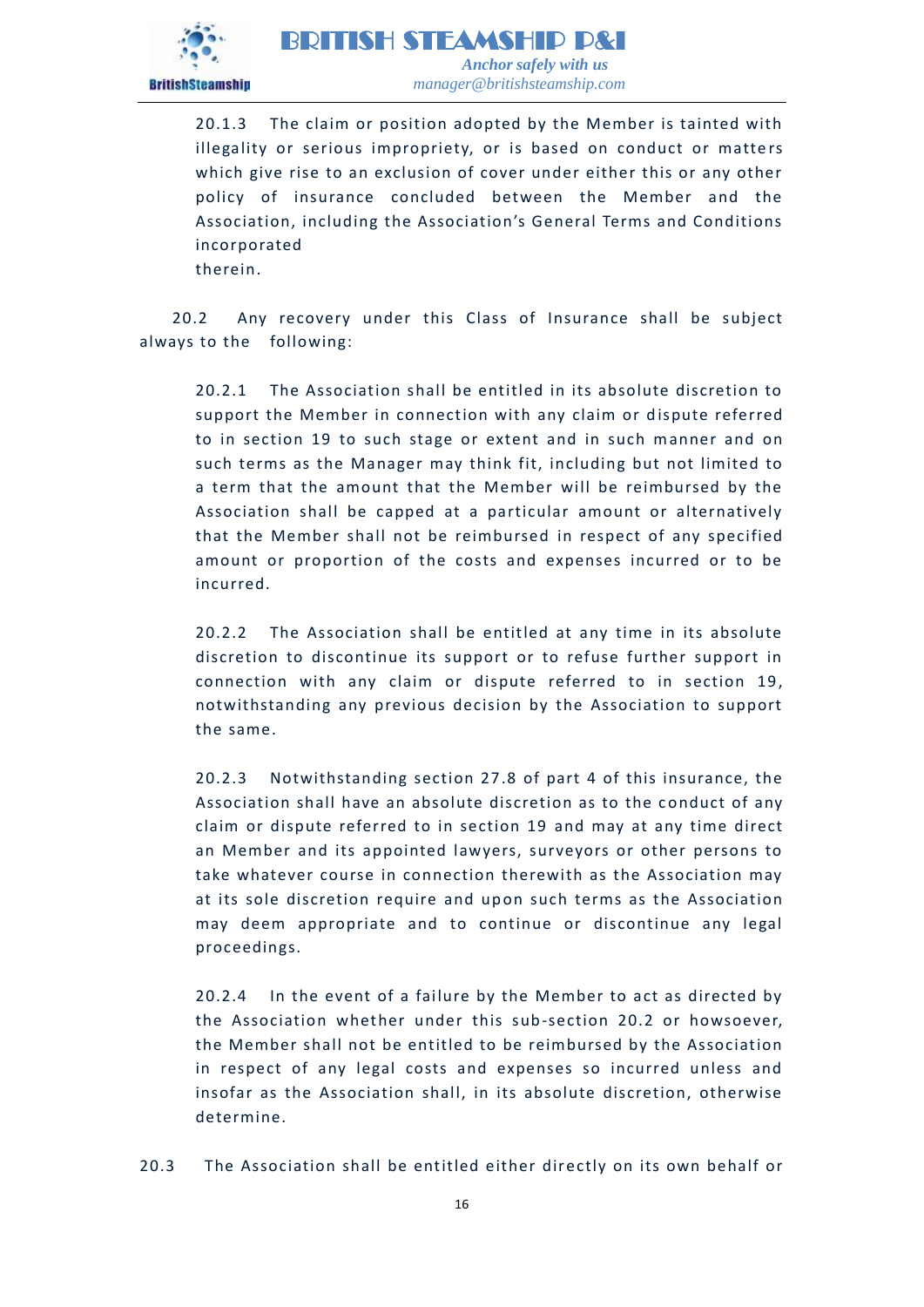20.1.3 The claim or position adopted by the Member is tainted with illegality or serious impropriety, or is based on conduct or matters which give rise to an exclusion of cover under either this or any other policy of insurance concluded between the Member and the Association, including the Association's General Terms and Conditions incorporated therein.

20.2 Any recovery under this Class of Insurance shall be subject always to the following:

20.2.1 The Association shall be entitled in its absolute discretion to support the Member in connection with any claim or dispute referred to in section 19 to such stage or extent and in such manner and on such terms as the Manager may think fit, including but not limited to a term that the amount that the Member will be reimbursed by the Association shall be capped at a particular amount or alternatively that the Member shall not be reimbursed in respect of any specified amount or proportion of the costs and expenses incurred or to be incurred.

20.2.2 The Association shall be entitled at any time in its absolute discretion to discontinue its support or to refuse further support in connection with any claim or dispute referred to in section 19, notwithstanding any previous decision by the Association to support the same.

20.2.3 Notwithstanding section 27.8 of part 4 of this insurance, the Association shall have an absolute discretion as to the conduct of any claim or dispute referred to in section 19 and may at any time direct an Member and its appointed lawyers, surveyors or other persons to take whatever course in connection therewith as the Association may at its sole discretion require and upon such terms as the Association may deem appropriate and to continue or discontinue any legal proceedings.

20.2.4 In the event of a failure by the Member to act as directed by the Association whether under this sub-section 20.2 or howsoever, the Member shall not be entitled to be reimbursed by the Association in respect of any legal costs and expenses so incurred unless and insofar as the Association shall, in its absolute discretion, otherwise determine.

20.3 The Association shall be entitled either directly on its own behalf or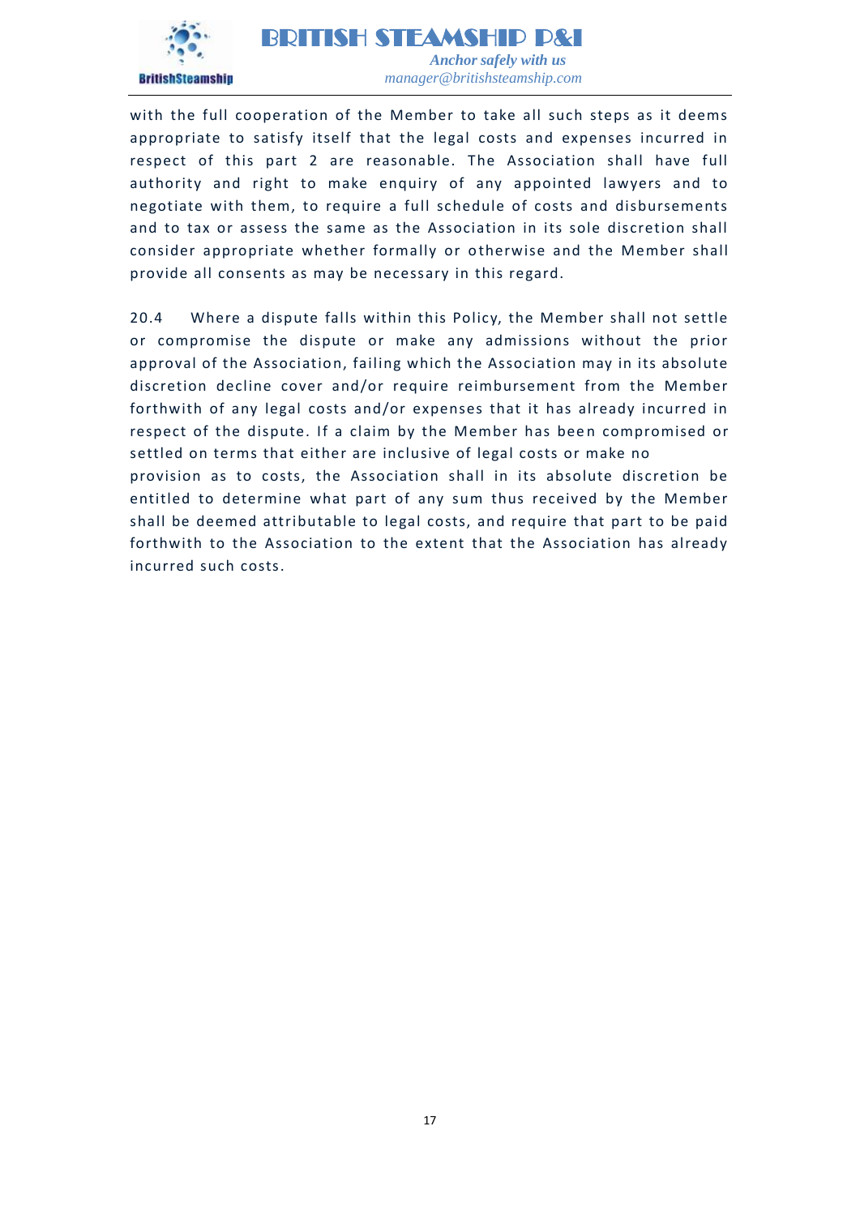with the full cooperation of the Member to take all such steps as it deems appropriate to satisfy itself that the legal costs and expenses incurred in respect of this part 2 are reasonable. The Association shall have full authority and right to make enquiry of any appointed lawyers and to negotiate with them, to require a full schedule of costs and disbursements and to tax or assess the same as the Association in its sole discretion shall consider appropriate whether formally or otherwise and the Member shall provide all consents as may be necessary in this regard.

20.4 Where a dispute falls within this Policy, the Member shall not settle or compromise the dispute or make any admissions without the prior approval of the Association, failing which the Association may in its absolute discretion decline cover and/or require reimbursement from the Member forthwith of any legal costs and/or expenses that it has already incurred in respect of the dispute. If a claim by the Member has been compromised or settled on terms that either are inclusive of legal costs or make no provision as to costs, the Association shall in its absolute discretion be entitled to determine what part of any sum thus received by the Member shall be deemed attributable to legal costs, and require that part to be paid forthwith to the Association to the extent that the Association has already incurred such costs.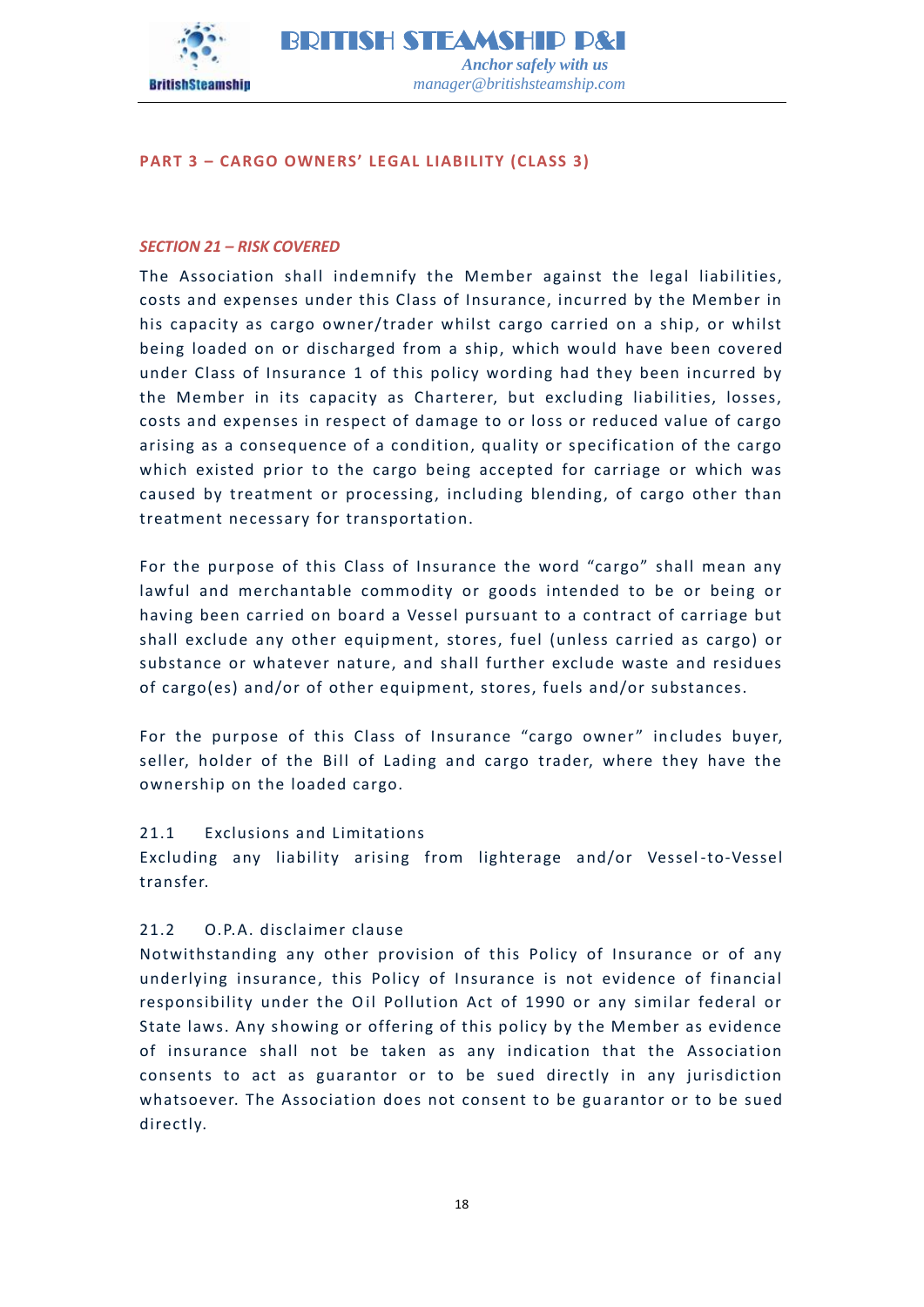## PART 3 – CARGO OWNERS' LEGAL LIABILITY (CLASS 3)

### *SECTION 21 – RISK COVERED*

The Association shall indemnify the Member against the legal liabilities, costs and expenses under this Class of Insurance, incurred by the Member in his capacity as cargo owner/trader whilst cargo carried on a ship, or whilst being loaded on or discharged from a ship, which would have been covered under Class of Insurance 1 of this policy wording had they been incurred by the Member in its capacity as Charterer, but excluding liabilities, losses, costs and expenses in respect of damage to or loss or reduced value of cargo arising as a consequence of a condition, quality or specification of the cargo which existed prior to the cargo being accepted for carriage or which was caused by treatment or processing, including blending, of cargo other than treatment necessary for transportation.

For the purpose of this Class of Insurance the word "cargo" shall mean any lawful and merchantable commodity or goods intended to be or being or having been carried on board a Vessel pursuant to a contract of carriage but shall exclude any other equipment, stores, fuel (unless carried as cargo) or substance or whatever nature, and shall further exclude waste and residues of cargo(es) and/or of other equipment, stores, fuels and/or substances.

For the purpose of this Class of Insurance "cargo owner" includes buyer, seller, holder of the Bill of Lading and cargo trader, where they have the ownership on the loaded cargo.

21.1 Exclusions and Limitations

Excluding any liability arising from lighterage and/or Vessel-to-Vessel transfer.

21.2 O.P.A. disclaimer clause

Notwithstanding any other provision of this Policy of Insurance or of any underlying insurance, this Policy of Insurance is not evidence of financial responsibility under the Oil Pollution Act of 1990 or any similar federal or State laws. Any showing or offering of this policy by the Member as evidence of insurance shall not be taken as any indication that the Association consents to act as guarantor or to be sued directly in any jurisdiction whatsoever. The Association does not consent to be guarantor or to be sued directly.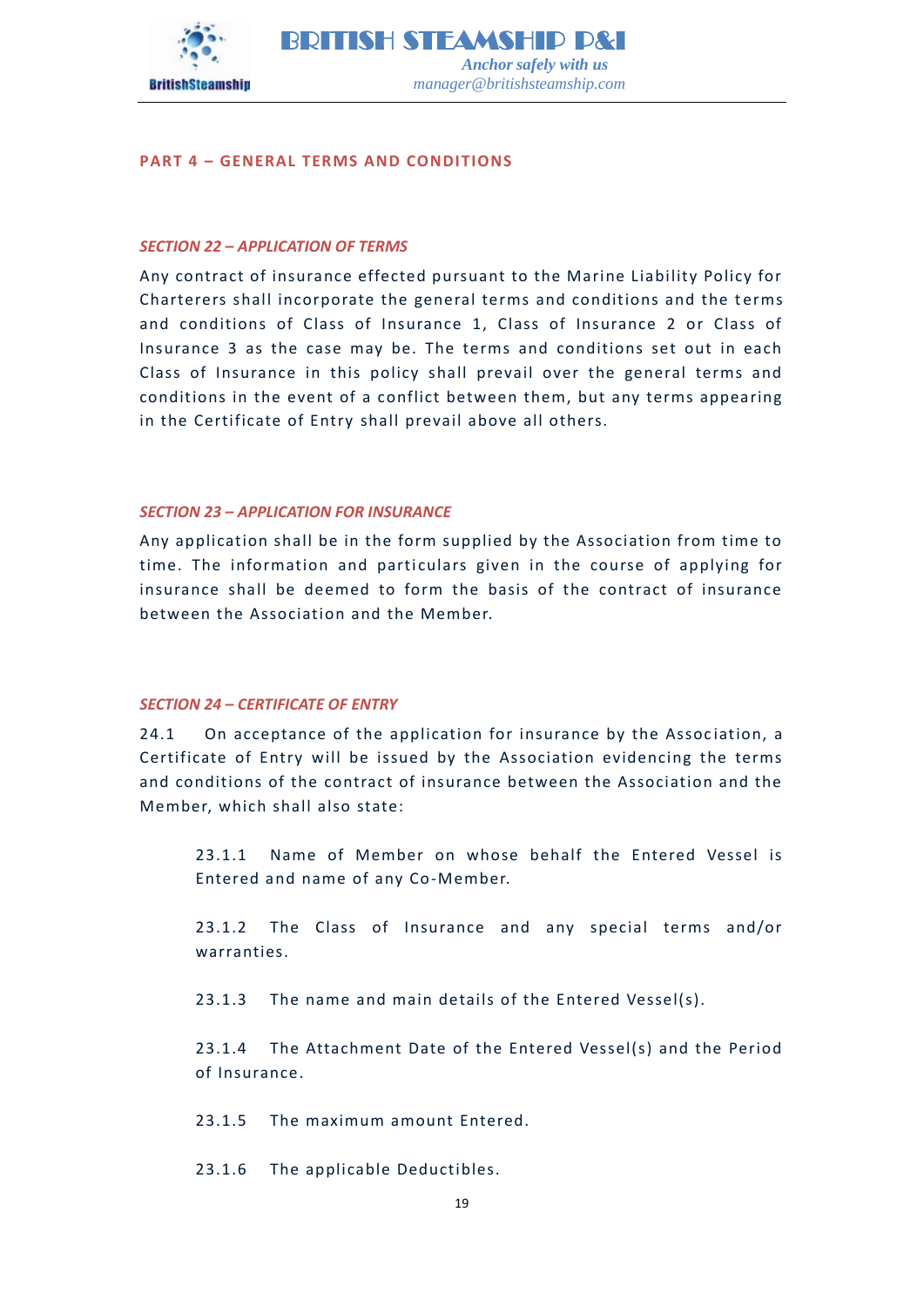## PART 4 – GENERAL TERMS AND CONDITIONS

### *SECTION 22 – APPLICATION OF TERMS*

Any contract of insurance effected pursuant to the Marine Liability Policy for Charterers shall incorporate the general terms and conditions and the terms and conditions of Class of Insurance 1, Class of Insurance 2 or Class of Insurance 3 as the case may be. The terms and conditions set out in each Class of Insurance in this policy shall prevail over the general terms and conditions in the event of a conflict between them, but any terms appearing in the Certificate of Entry shall prevail above all others.

### *SECTION 23 – APPLICATION FOR INSURANCE*

Any application shall be in the form supplied by the Association from time to time. The information and particulars given in the course of applying for insurance shall be deemed to form the basis of the contract of insurance between the Association and the Member.

### *SECTION 24 – CERTIFICATE OF ENTRY*

24.1 On acceptance of the application for insurance by the Association, a Certificate of Entry will be issued by the Association evidencing the terms and conditions of the contract of insurance between the Association and the Member, which shall also state:

> 23.1.1 Name of Member on whose behalf the Entered Vessel is Entered and name of any Co-Member.
>
> 23.1.2 The Class of Insurance and any special terms and/or warranties.
>
> 23.1.3 The name and main details of the Entered Vessel(s).
>
> 23.1.4 The Attachment Date of the Entered Vessel(s) and the Period of Insurance.
>
> 23.1.5 The maximum amount Entered.
>
> 23.1.6 The applicable Deductibles.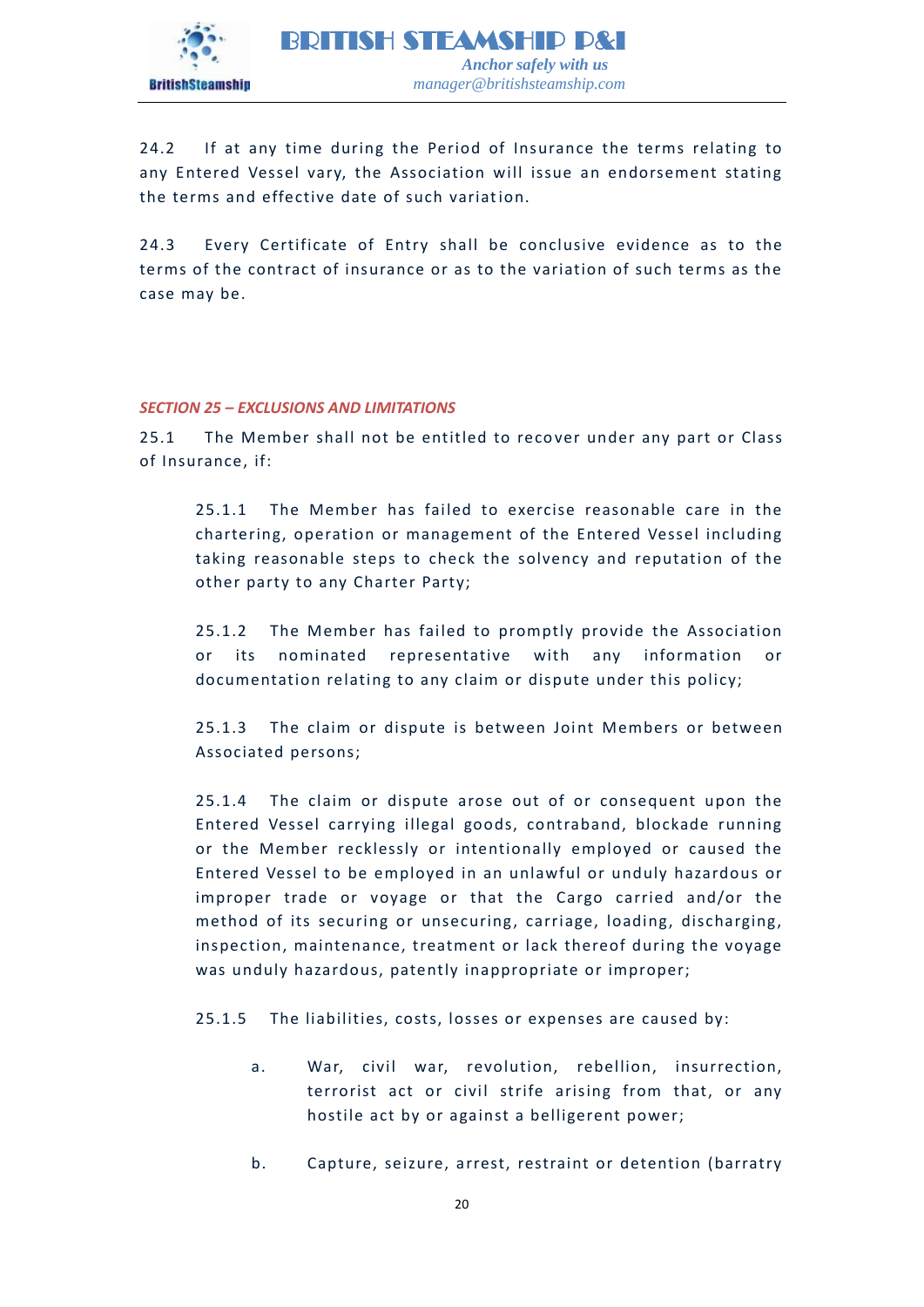24.2 If at any time during the Period of Insurance the terms relating to any Entered Vessel vary, the Association will issue an endorsement stating the terms and effective date of such variation.

24.3 Every Certificate of Entry shall be conclusive evidence as to the terms of the contract of insurance or as to the variation of such terms as the case may be.

### *SECTION 25 – EXCLUSIONS AND LIMITATIONS*

25.1 The Member shall not be entitled to recover under any part or Class of Insurance, if:

25.1.1 The Member has failed to exercise reasonable care in the chartering, operation or management of the Entered Vessel including taking reasonable steps to check the solvency and reputation of the other party to any Charter Party;

25.1.2 The Member has failed to promptly provide the Association or its nominated representative with any information or documentation relating to any claim or dispute under this policy;

25.1.3 The claim or dispute is between Joint Members or between Associated persons;

25.1.4 The claim or dispute arose out of or consequent upon the Entered Vessel carrying illegal goods, contraband, blockade running or the Member recklessly or intentionally employed or caused the Entered Vessel to be employed in an unlawful or unduly hazardous or improper trade or voyage or that the Cargo carried and/or the method of its securing or unsecuring, carriage, loading, discharging, inspection, maintenance, treatment or lack thereof during the voyage was unduly hazardous, patently inappropriate or improper;

25.1.5 The liabilities, costs, losses or expenses are caused by:

a. War, civil war, revolution, rebellion, insurrection, terrorist act or civil strife arising from that, or any hostile act by or against a belligerent power;

b. Capture, seizure, arrest, restraint or detention (barratry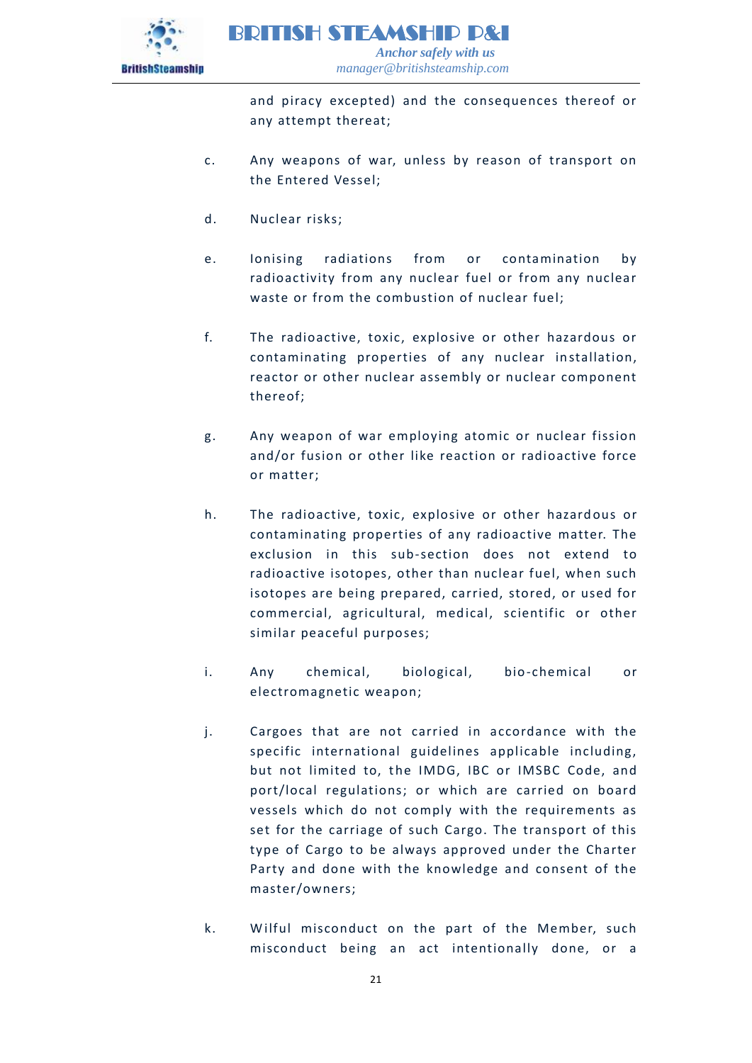and piracy excepted) and the consequences thereof or any attempt thereat;

c. Any weapons of war, unless by reason of transport on the Entered Vessel;

d. Nuclear risks;

e. Ionising radiations from or contamination by radioactivity from any nuclear fuel or from any nuclear waste or from the combustion of nuclear fuel;

f. The radioactive, toxic, explosive or other hazardous or contaminating properties of any nuclear installation, reactor or other nuclear assembly or nuclear component thereof;

g. Any weapon of war employing atomic or nuclear fission and/or fusion or other like reaction or radioactive force or matter;

h. The radioactive, toxic, explosive or other hazardous or contaminating properties of any radioactive matter. The exclusion in this sub-section does not extend to radioactive isotopes, other than nuclear fuel, when such isotopes are being prepared, carried, stored, or used for commercial, agricultural, medical, scientific or other similar peaceful purposes;

i. Any chemical, biological, bio-chemical or electromagnetic weapon;

j. Cargoes that are not carried in accordance with the specific international guidelines applicable including, but not limited to, the IMDG, IBC or IMSBC Code, and port/local regulations; or which are carried on board vessels which do not comply with the requirements as set for the carriage of such Cargo. The transport of this type of Cargo to be always approved under the Charter Party and done with the knowledge and consent of the master/owners;

k. Wilful misconduct on the part of the Member, such misconduct being an act intentionally done, or a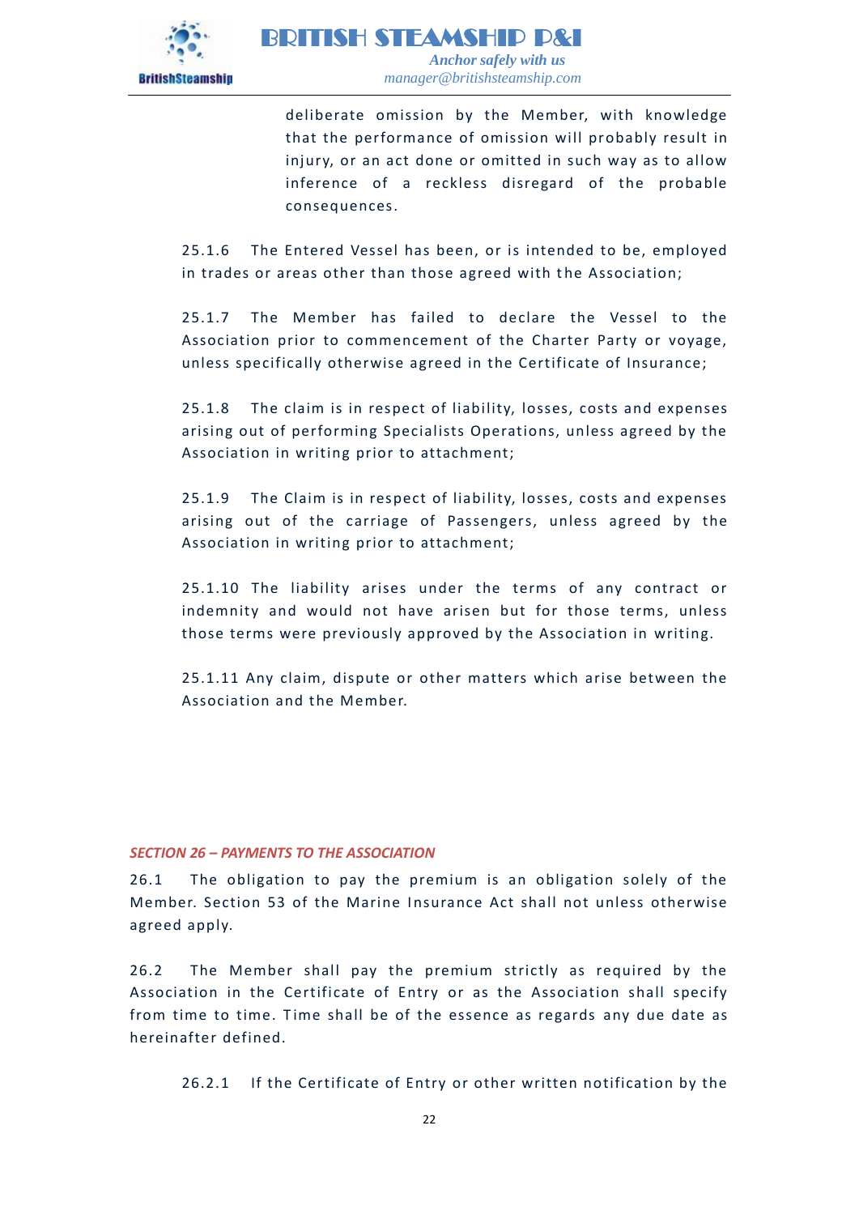deliberate omission by the Member, with knowledge that the performance of omission will probably result in injury, or an act done or omitted in such way as to allow inference of a reckless disregard of the probable consequences.

25.1.6 The Entered Vessel has been, or is intended to be, employed in trades or areas other than those agreed with the Association;

25.1.7 The Member has failed to declare the Vessel to the Association prior to commencement of the Charter Party or voyage, unless specifically otherwise agreed in the Certificate of Insurance;

25.1.8 The claim is in respect of liability, losses, costs and expenses arising out of performing Specialists Operations, unless agreed by the Association in writing prior to attachment;

25.1.9 The Claim is in respect of liability, losses, costs and expenses arising out of the carriage of Passengers, unless agreed by the Association in writing prior to attachment;

25.1.10 The liability arises under the terms of any contract or indemnity and would not have arisen but for those terms, unless those terms were previously approved by the Association in writing.

25.1.11 Any claim, dispute or other matters which arise between the Association and the Member.

## *SECTION 26 – PAYMENTS TO THE ASSOCIATION*

26.1 The obligation to pay the premium is an obligation solely of the Member. Section 53 of the Marine Insurance Act shall not unless otherwise agreed apply.

26.2 The Member shall pay the premium strictly as required by the Association in the Certificate of Entry or as the Association shall specify from time to time. Time shall be of the essence as regards any due date as hereinafter defined.

26.2.1 If the Certificate of Entry or other written notification by the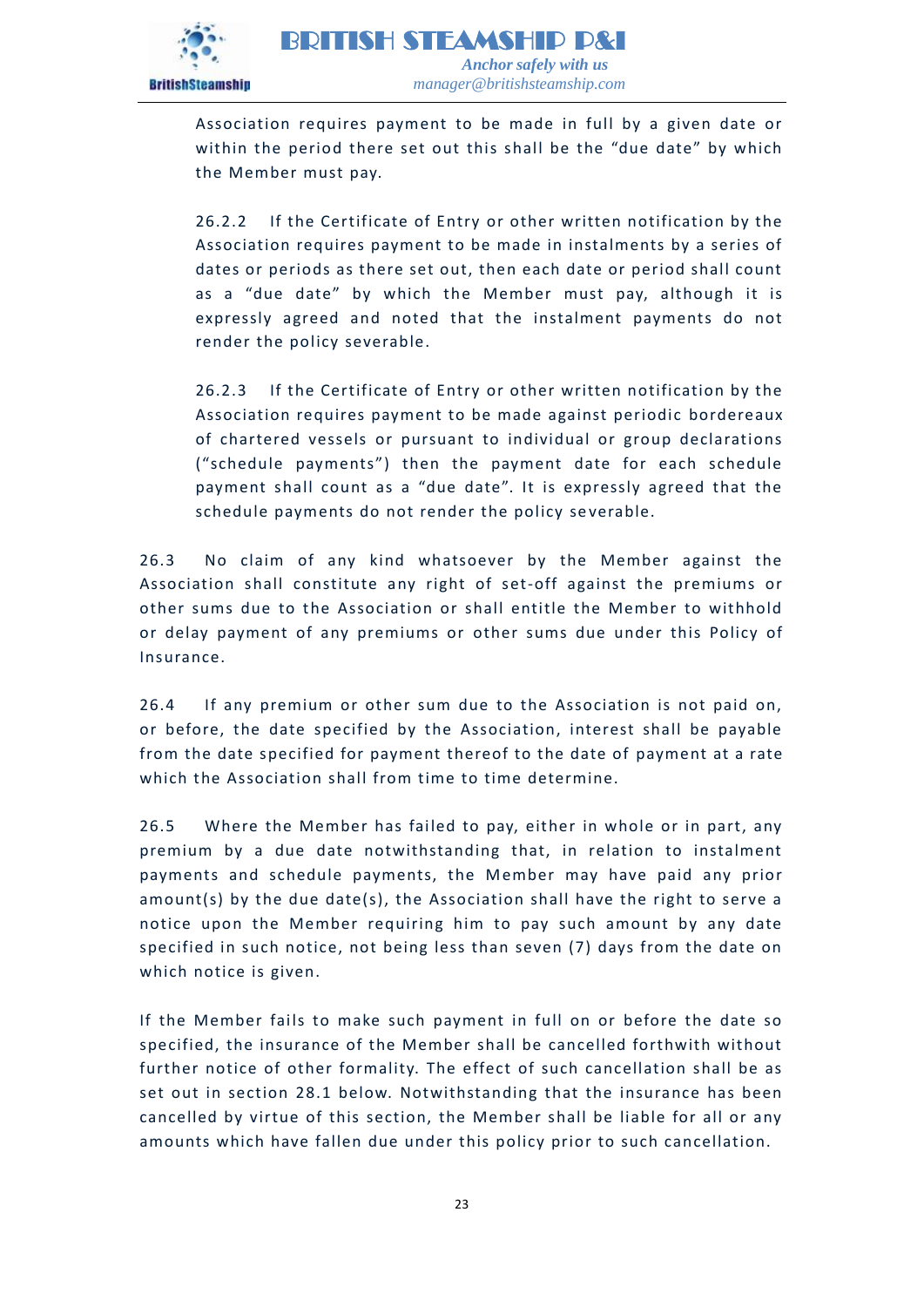Association requires payment to be made in full by a given date or within the period there set out this shall be the "due date" by which the Member must pay.

26.2.2 If the Certificate of Entry or other written notification by the Association requires payment to be made in instalments by a series of dates or periods as there set out, then each date or period shall count as a "due date" by which the Member must pay, although it is expressly agreed and noted that the instalment payments do not render the policy severable.

26.2.3 If the Certificate of Entry or other written notification by the Association requires payment to be made against periodic bordereaux of chartered vessels or pursuant to individual or group declarations ("schedule payments") then the payment date for each schedule payment shall count as a "due date". It is expressly agreed that the schedule payments do not render the policy severable.

26.3 No claim of any kind whatsoever by the Member against the Association shall constitute any right of set-off against the premiums or other sums due to the Association or shall entitle the Member to withhold or delay payment of any premiums or other sums due under this Policy of Insurance.

26.4 If any premium or other sum due to the Association is not paid on, or before, the date specified by the Association, interest shall be payable from the date specified for payment thereof to the date of payment at a rate which the Association shall from time to time determine.

26.5 Where the Member has failed to pay, either in whole or in part, any premium by a due date notwithstanding that, in relation to instalment payments and schedule payments, the Member may have paid any prior amount(s) by the due date(s), the Association shall have the right to serve a notice upon the Member requiring him to pay such amount by any date specified in such notice, not being less than seven (7) days from the date on which notice is given.

If the Member fails to make such payment in full on or before the date so specified, the insurance of the Member shall be cancelled forthwith without further notice of other formality. The effect of such cancellation shall be as set out in section 28.1 below. Notwithstanding that the insurance has been cancelled by virtue of this section, the Member shall be liable for all or any amounts which have fallen due under this policy prior to such cancellation.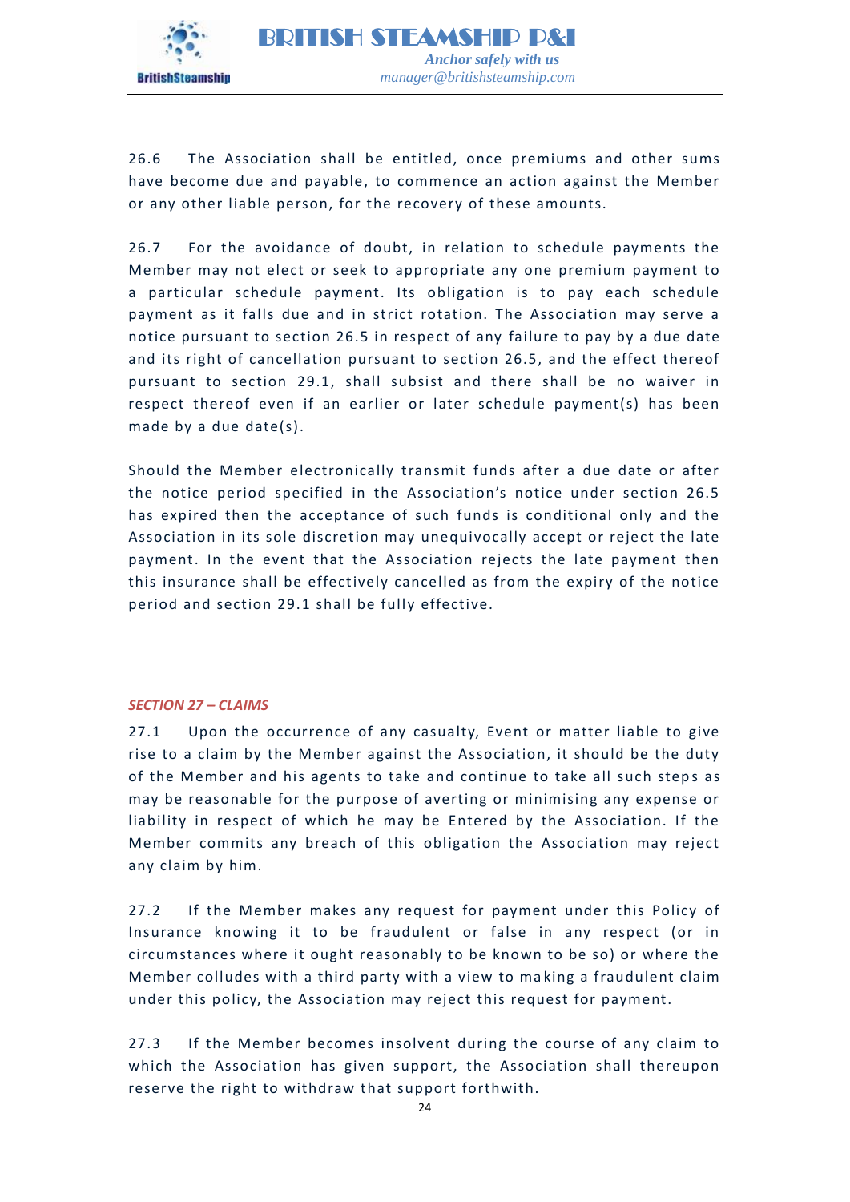26.6 The Association shall be entitled, once premiums and other sums have become due and payable, to commence an action against the Member or any other liable person, for the recovery of these amounts.

26.7 For the avoidance of doubt, in relation to schedule payments the Member may not elect or seek to appropriate any one premium payment to a particular schedule payment. Its obligation is to pay each schedule payment as it falls due and in strict rotation. The Association may serve a notice pursuant to section 26.5 in respect of any failure to pay by a due date and its right of cancellation pursuant to section 26.5, and the effect thereof pursuant to section 29.1, shall subsist and there shall be no waiver in respect thereof even if an earlier or later schedule payment(s) has been made by a due date(s).

Should the Member electronically transmit funds after a due date or after the notice period specified in the Association's notice under section 26.5 has expired then the acceptance of such funds is conditional only and the Association in its sole discretion may unequivocally accept or reject the late payment. In the event that the Association rejects the late payment then this insurance shall be effectively cancelled as from the expiry of the notice period and section 29.1 shall be fully effective.

### *SECTION 27 – CLAIMS*

27.1 Upon the occurrence of any casualty, Event or matter liable to give rise to a claim by the Member against the Association, it should be the duty of the Member and his agents to take and continue to take all such steps as may be reasonable for the purpose of averting or minimising any expense or liability in respect of which he may be Entered by the Association. If the Member commits any breach of this obligation the Association may reject any claim by him.

27.2 If the Member makes any request for payment under this Policy of Insurance knowing it to be fraudulent or false in any respect (or in circumstances where it ought reasonably to be known to be so) or where the Member colludes with a third party with a view to making a fraudulent claim under this policy, the Association may reject this request for payment.

27.3 If the Member becomes insolvent during the course of any claim to which the Association has given support, the Association shall thereupon reserve the right to withdraw that support forthwith.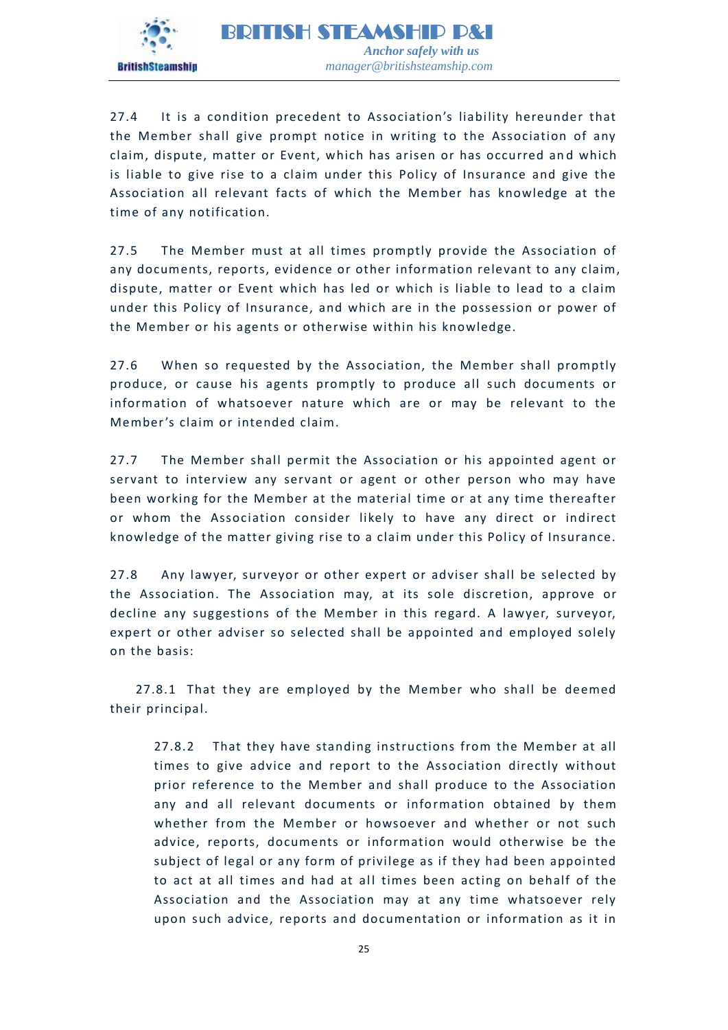27.4 It is a condition precedent to Association's liability hereunder that the Member shall give prompt notice in writing to the Association of any claim, dispute, matter or Event, which has arisen or has occurred and which is liable to give rise to a claim under this Policy of Insurance and give the Association all relevant facts of which the Member has knowledge at the time of any notification.

27.5 The Member must at all times promptly provide the Association of any documents, reports, evidence or other information relevant to any claim, dispute, matter or Event which has led or which is liable to lead to a claim under this Policy of Insurance, and which are in the possession or power of the Member or his agents or otherwise within his knowledge.

27.6 When so requested by the Association, the Member shall promptly produce, or cause his agents promptly to produce all such documents or information of whatsoever nature which are or may be relevant to the Member's claim or intended claim.

27.7 The Member shall permit the Association or his appointed agent or servant to interview any servant or agent or other person who may have been working for the Member at the material time or at any time thereafter or whom the Association consider likely to have any direct or indirect knowledge of the matter giving rise to a claim under this Policy of Insurance.

27.8 Any lawyer, surveyor or other expert or adviser shall be selected by the Association. The Association may, at its sole discretion, approve or decline any suggestions of the Member in this regard. A lawyer, surveyor, expert or other adviser so selected shall be appointed and employed solely on the basis:

27.8.1 That they are employed by the Member who shall be deemed their principal.

27.8.2 That they have standing instructions from the Member at all times to give advice and report to the Association directly without prior reference to the Member and shall produce to the Association any and all relevant documents or information obtained by them whether from the Member or howsoever and whether or not such advice, reports, documents or information would otherwise be the subject of legal or any form of privilege as if they had been appointed to act at all times and had at all times been acting on behalf of the Association and the Association may at any time whatsoever rely upon such advice, reports and documentation or information as it in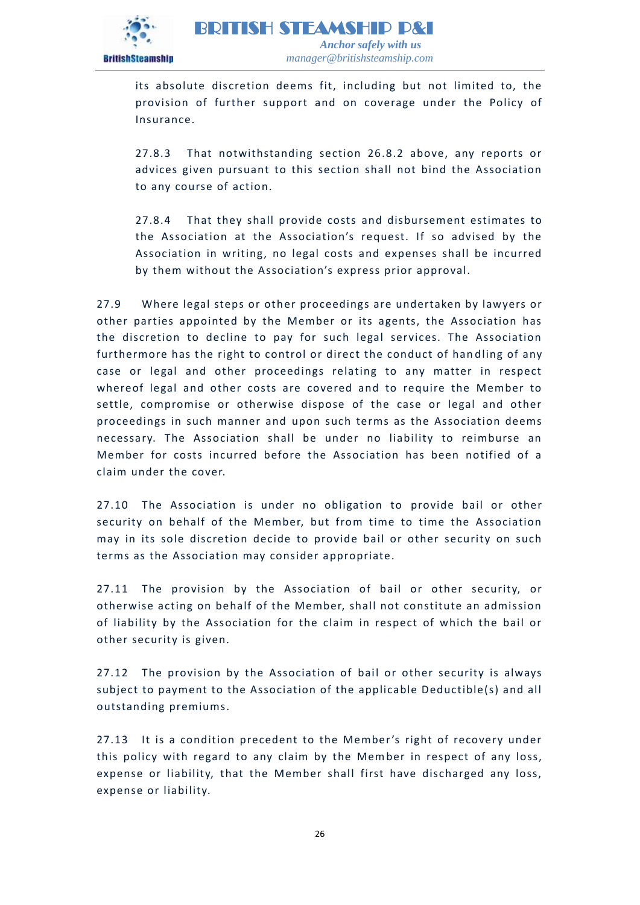its absolute discretion deems fit, including but not limited to, the provision of further support and on coverage under the Policy of Insurance.

27.8.3 That notwithstanding section 26.8.2 above, any reports or advices given pursuant to this section shall not bind the Association to any course of action.

27.8.4 That they shall provide costs and disbursement estimates to the Association at the Association's request. If so advised by the Association in writing, no legal costs and expenses shall be incurred by them without the Association's express prior approval.

27.9 Where legal steps or other proceedings are undertaken by lawyers or other parties appointed by the Member or its agents, the Association has the discretion to decline to pay for such legal services. The Association furthermore has the right to control or direct the conduct of handling of any case or legal and other proceedings relating to any matter in respect whereof legal and other costs are covered and to require the Member to settle, compromise or otherwise dispose of the case or legal and other proceedings in such manner and upon such terms as the Association deems necessary. The Association shall be under no liability to reimburse an Member for costs incurred before the Association has been notified of a claim under the cover.

27.10 The Association is under no obligation to provide bail or other security on behalf of the Member, but from time to time the Association may in its sole discretion decide to provide bail or other security on such terms as the Association may consider appropriate.

27.11 The provision by the Association of bail or other security, or otherwise acting on behalf of the Member, shall not constitute an admission of liability by the Association for the claim in respect of which the bail or other security is given.

27.12 The provision by the Association of bail or other security is always subject to payment to the Association of the applicable Deductible(s) and all outstanding premiums.

27.13 It is a condition precedent to the Member's right of recovery under this policy with regard to any claim by the Member in respect of any loss, expense or liability, that the Member shall first have discharged any loss, expense or liability.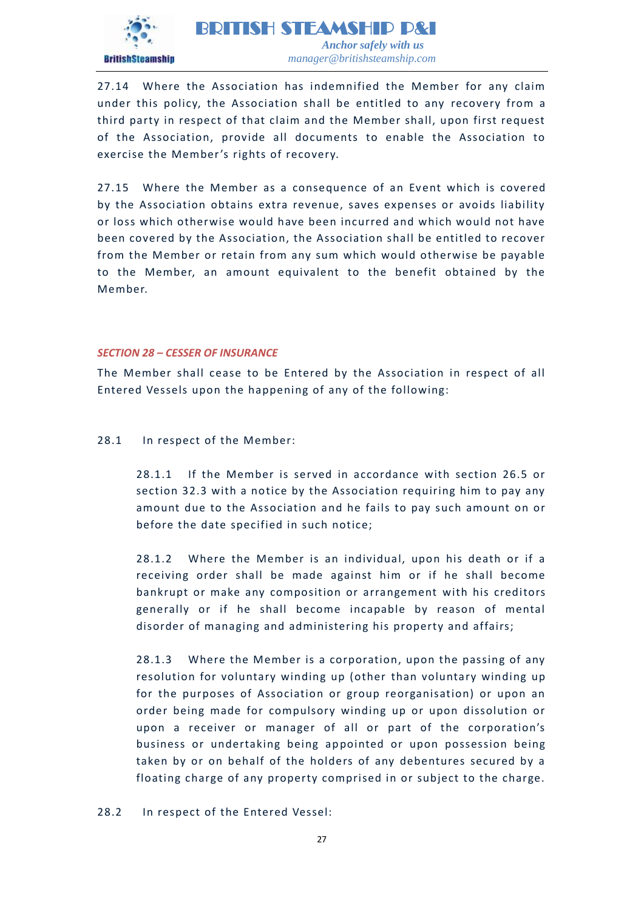27.14 Where the Association has indemnified the Member for any claim under this policy, the Association shall be entitled to any recovery from a third party in respect of that claim and the Member shall, upon first request of the Association, provide all documents to enable the Association to exercise the Member's rights of recovery.

27.15 Where the Member as a consequence of an Event which is covered by the Association obtains extra revenue, saves expenses or avoids liability or loss which otherwise would have been incurred and which would not have been covered by the Association, the Association shall be entitled to recover from the Member or retain from any sum which would otherwise be payable to the Member, an amount equivalent to the benefit obtained by the Member.

## *SECTION 28 – CESSER OF INSURANCE*

The Member shall cease to be Entered by the Association in respect of all Entered Vessels upon the happening of any of the following:

28.1 In respect of the Member:

28.1.1 If the Member is served in accordance with section 26.5 or section 32.3 with a notice by the Association requiring him to pay any amount due to the Association and he fails to pay such amount on or before the date specified in such notice;

28.1.2 Where the Member is an individual, upon his death or if a receiving order shall be made against him or if he shall become bankrupt or make any composition or arrangement with his creditors generally or if he shall become incapable by reason of mental disorder of managing and administering his property and affairs;

28.1.3 Where the Member is a corporation, upon the passing of any resolution for voluntary winding up (other than voluntary winding up for the purposes of Association or group reorganisation) or upon an order being made for compulsory winding up or upon dissolution or upon a receiver or manager of all or part of the corporation's business or undertaking being appointed or upon possession being taken by or on behalf of the holders of any debentures secured by a floating charge of any property comprised in or subject to the charge.

28.2 In respect of the Entered Vessel: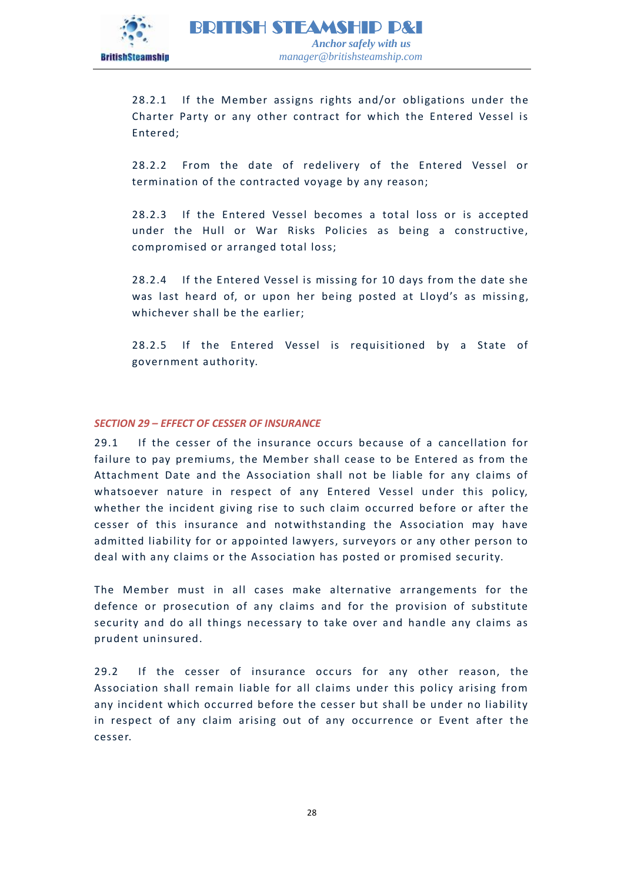28.2.1 If the Member assigns rights and/or obligations under the Charter Party or any other contract for which the Entered Vessel is Entered;

28.2.2 From the date of redelivery of the Entered Vessel or termination of the contracted voyage by any reason;

28.2.3 If the Entered Vessel becomes a total loss or is accepted under the Hull or War Risks Policies as being a constructive, compromised or arranged total loss;

28.2.4 If the Entered Vessel is missing for 10 days from the date she was last heard of, or upon her being posted at Lloyd's as missing, whichever shall be the earlier;

28.2.5 If the Entered Vessel is requisitioned by a State of government authority.

### *SECTION 29 – EFFECT OF CESSER OF INSURANCE*

29.1 If the cesser of the insurance occurs because of a cancellation for failure to pay premiums, the Member shall cease to be Entered as from the Attachment Date and the Association shall not be liable for any claims of whatsoever nature in respect of any Entered Vessel under this policy, whether the incident giving rise to such claim occurred before or after the cesser of this insurance and notwithstanding the Association may have admitted liability for or appointed lawyers, surveyors or any other person to deal with any claims or the Association has posted or promised security.

The Member must in all cases make alternative arrangements for the defence or prosecution of any claims and for the provision of substitute security and do all things necessary to take over and handle any claims as prudent uninsured.

29.2 If the cesser of insurance occurs for any other reason, the Association shall remain liable for all claims under this policy arising from any incident which occurred before the cesser but shall be under no liability in respect of any claim arising out of any occurrence or Event after the cesser.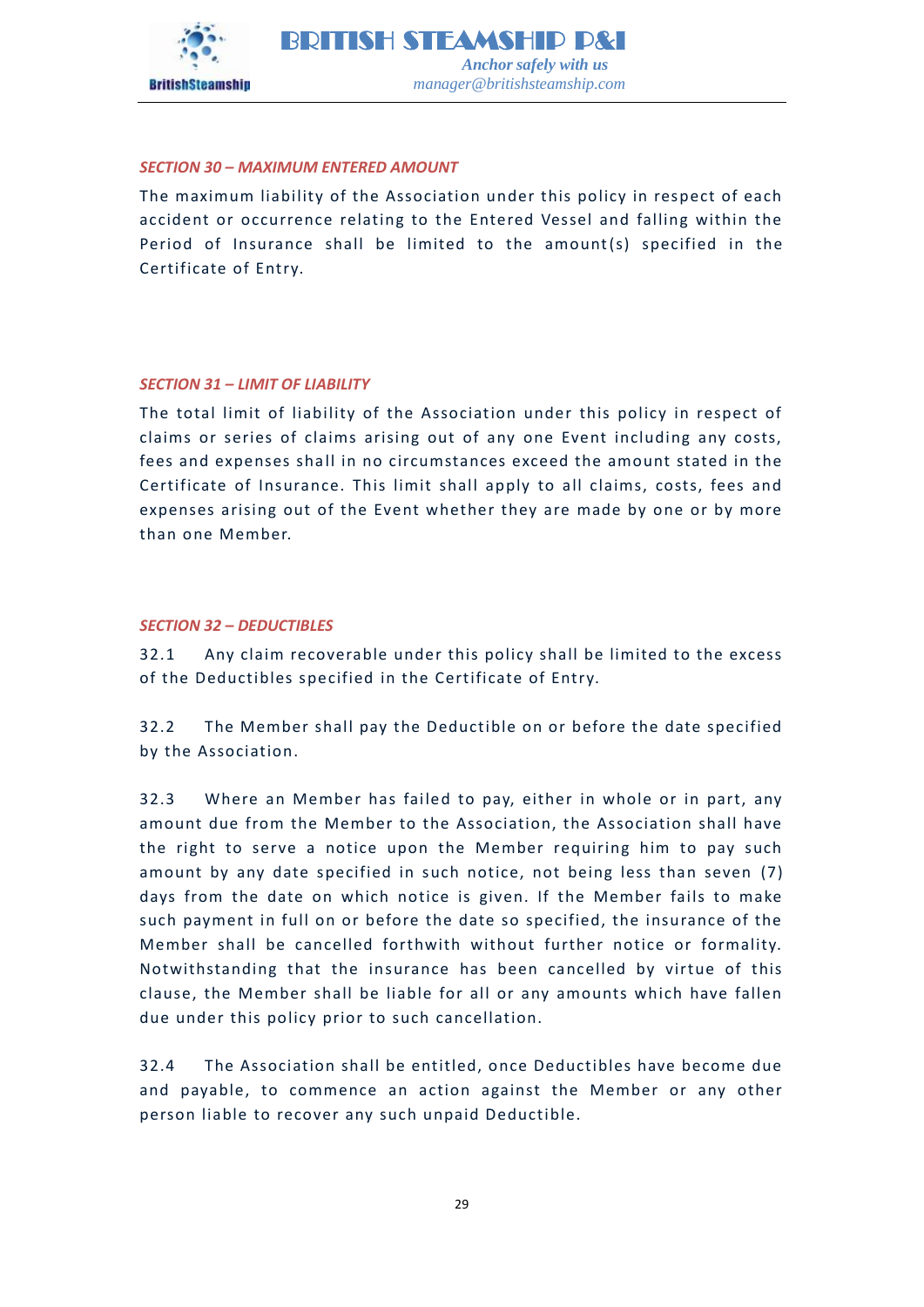### *SECTION 30 – MAXIMUM ENTERED AMOUNT*

The maximum liability of the Association under this policy in respect of each accident or occurrence relating to the Entered Vessel and falling within the Period of Insurance shall be limited to the amount(s) specified in the Certificate of Entry.

### *SECTION 31 – LIMIT OF LIABILITY*

The total limit of liability of the Association under this policy in respect of claims or series of claims arising out of any one Event including any costs, fees and expenses shall in no circumstances exceed the amount stated in the Certificate of Insurance. This limit shall apply to all claims, costs, fees and expenses arising out of the Event whether they are made by one or by more than one Member.

### *SECTION 32 – DEDUCTIBLES*

32.1 Any claim recoverable under this policy shall be limited to the excess of the Deductibles specified in the Certificate of Entry.

32.2 The Member shall pay the Deductible on or before the date specified by the Association.

32.3 Where an Member has failed to pay, either in whole or in part, any amount due from the Member to the Association, the Association shall have the right to serve a notice upon the Member requiring him to pay such amount by any date specified in such notice, not being less than seven (7) days from the date on which notice is given. If the Member fails to make such payment in full on or before the date so specified, the insurance of the Member shall be cancelled forthwith without further notice or formality. Notwithstanding that the insurance has been cancelled by virtue of this clause, the Member shall be liable for all or any amounts which have fallen due under this policy prior to such cancellation.

32.4 The Association shall be entitled, once Deductibles have become due and payable, to commence an action against the Member or any other person liable to recover any such unpaid Deductible.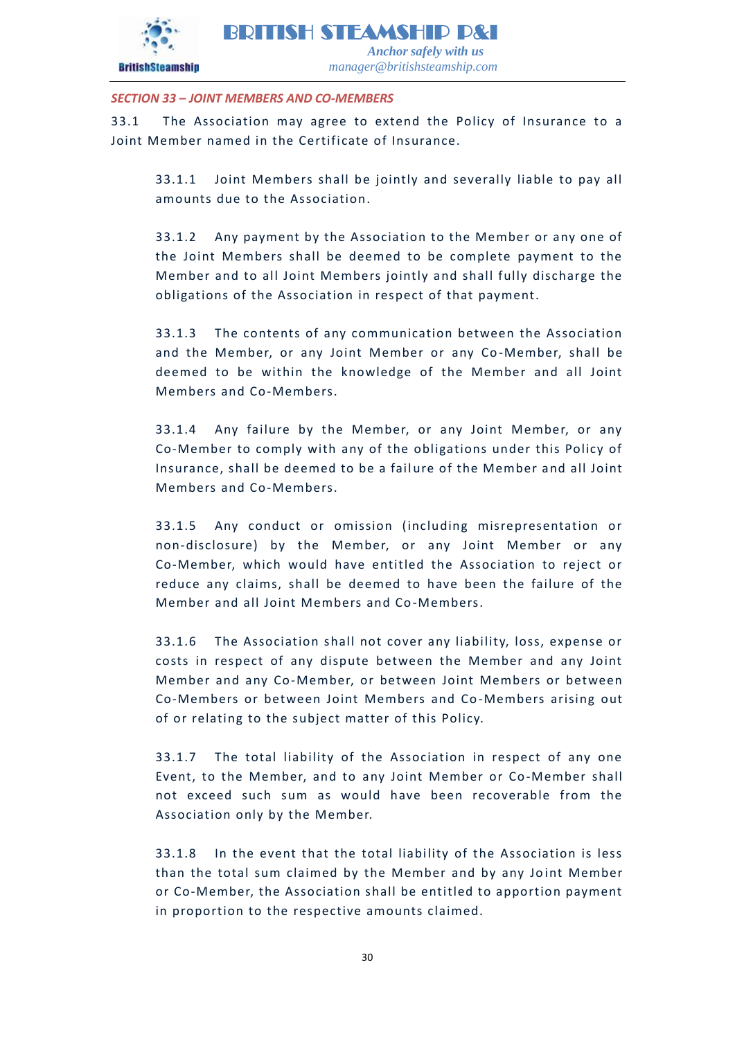*SECTION 33 – JOINT MEMBERS AND CO-MEMBERS*

33.1 The Association may agree to extend the Policy of Insurance to a Joint Member named in the Certificate of Insurance.

33.1.1 Joint Members shall be jointly and severally liable to pay all amounts due to the Association.

33.1.2 Any payment by the Association to the Member or any one of the Joint Members shall be deemed to be complete payment to the Member and to all Joint Members jointly and shall fully discharge the obligations of the Association in respect of that payment.

33.1.3 The contents of any communication between the Association and the Member, or any Joint Member or any Co-Member, shall be deemed to be within the knowledge of the Member and all Joint Members and Co-Members.

33.1.4 Any failure by the Member, or any Joint Member, or any Co-Member to comply with any of the obligations under this Policy of Insurance, shall be deemed to be a failure of the Member and all Joint Members and Co-Members.

33.1.5 Any conduct or omission (including misrepresentation or non-disclosure) by the Member, or any Joint Member or any Co-Member, which would have entitled the Association to reject or reduce any claims, shall be deemed to have been the failure of the Member and all Joint Members and Co-Members.

33.1.6 The Association shall not cover any liability, loss, expense or costs in respect of any dispute between the Member and any Joint Member and any Co-Member, or between Joint Members or between Co-Members or between Joint Members and Co-Members arising out of or relating to the subject matter of this Policy.

33.1.7 The total liability of the Association in respect of any one Event, to the Member, and to any Joint Member or Co-Member shall not exceed such sum as would have been recoverable from the Association only by the Member.

33.1.8 In the event that the total liability of the Association is less than the total sum claimed by the Member and by any Joint Member or Co-Member, the Association shall be entitled to apportion payment in proportion to the respective amounts claimed.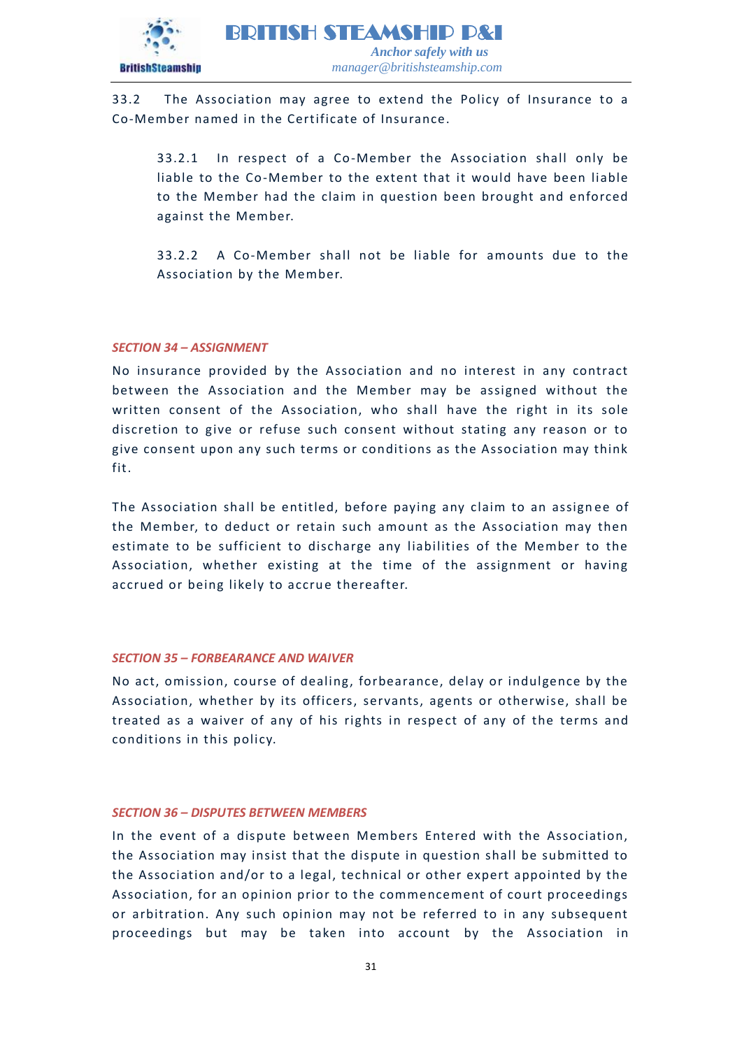33.2 The Association may agree to extend the Policy of Insurance to a Co-Member named in the Certificate of Insurance.

33.2.1 In respect of a Co-Member the Association shall only be liable to the Co-Member to the extent that it would have been liable to the Member had the claim in question been brought and enforced against the Member.

33.2.2 A Co-Member shall not be liable for amounts due to the Association by the Member.

### *SECTION 34 – ASSIGNMENT*

No insurance provided by the Association and no interest in any contract between the Association and the Member may be assigned without the written consent of the Association, who shall have the right in its sole discretion to give or refuse such consent without stating any reason or to give consent upon any such terms or conditions as the Association may think fit.

The Association shall be entitled, before paying any claim to an assignee of the Member, to deduct or retain such amount as the Association may then estimate to be sufficient to discharge any liabilities of the Member to the Association, whether existing at the time of the assignment or having accrued or being likely to accrue thereafter.

### *SECTION 35 – FORBEARANCE AND WAIVER*

No act, omission, course of dealing, forbearance, delay or indulgence by the Association, whether by its officers, servants, agents or otherwise, shall be treated as a waiver of any of his rights in respect of any of the terms and conditions in this policy.

### *SECTION 36 – DISPUTES BETWEEN MEMBERS*

In the event of a dispute between Members Entered with the Association, the Association may insist that the dispute in question shall be submitted to the Association and/or to a legal, technical or other expert appointed by the Association, for an opinion prior to the commencement of court proceedings or arbitration. Any such opinion may not be referred to in any subsequent proceedings but may be taken into account by the Association in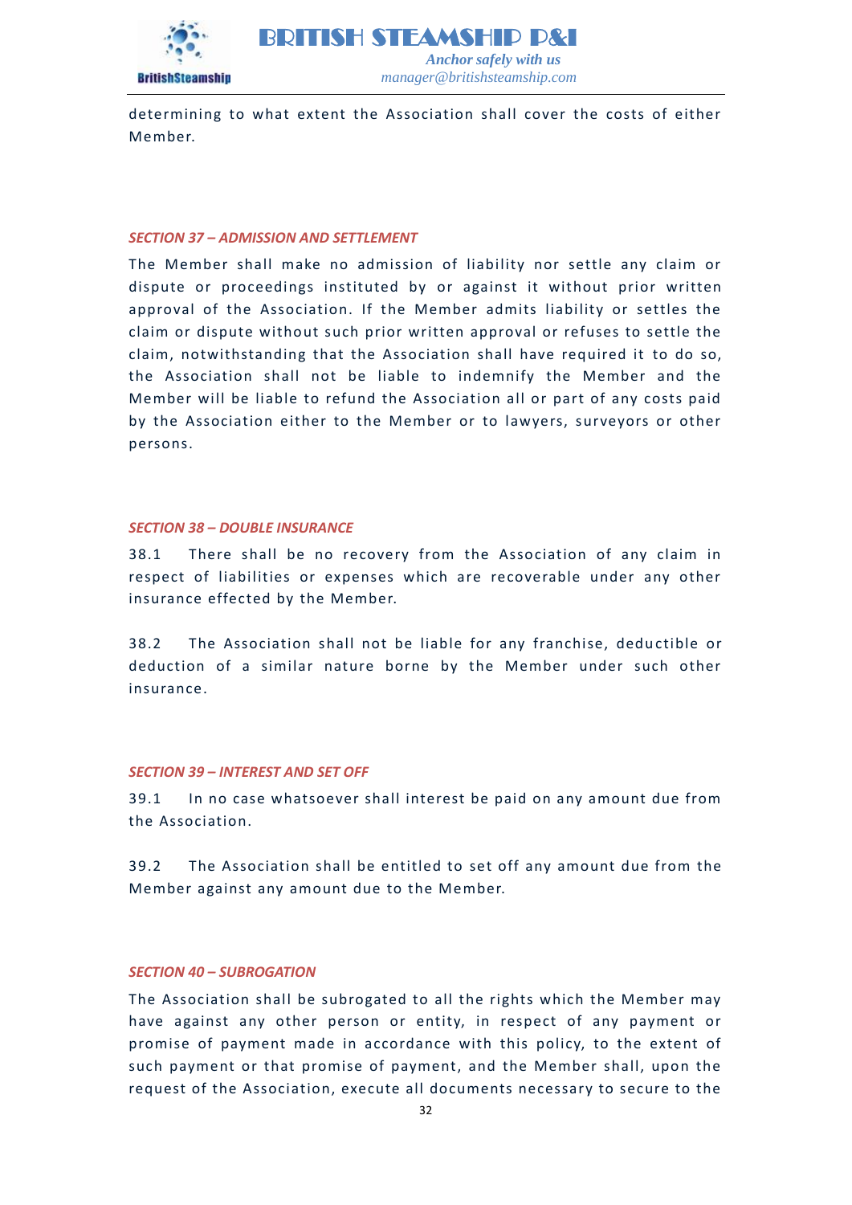determining to what extent the Association shall cover the costs of either Member.

### *SECTION 37 – ADMISSION AND SETTLEMENT*

The Member shall make no admission of liability nor settle any claim or dispute or proceedings instituted by or against it without prior written approval of the Association. If the Member admits liability or settles the claim or dispute without such prior written approval or refuses to settle the claim, notwithstanding that the Association shall have required it to do so, the Association shall not be liable to indemnify the Member and the Member will be liable to refund the Association all or part of any costs paid by the Association either to the Member or to lawyers, surveyors or other persons.

### *SECTION 38 – DOUBLE INSURANCE*

38.1 There shall be no recovery from the Association of any claim in respect of liabilities or expenses which are recoverable under any other insurance effected by the Member.

38.2 The Association shall not be liable for any franchise, deductible or deduction of a similar nature borne by the Member under such other insurance.

### *SECTION 39 – INTEREST AND SET OFF*

39.1 In no case whatsoever shall interest be paid on any amount due from the Association.

39.2 The Association shall be entitled to set off any amount due from the Member against any amount due to the Member.

### *SECTION 40 – SUBROGATION*

The Association shall be subrogated to all the rights which the Member may have against any other person or entity, in respect of any payment or promise of payment made in accordance with this policy, to the extent of such payment or that promise of payment, and the Member shall, upon the request of the Association, execute all documents necessary to secure to the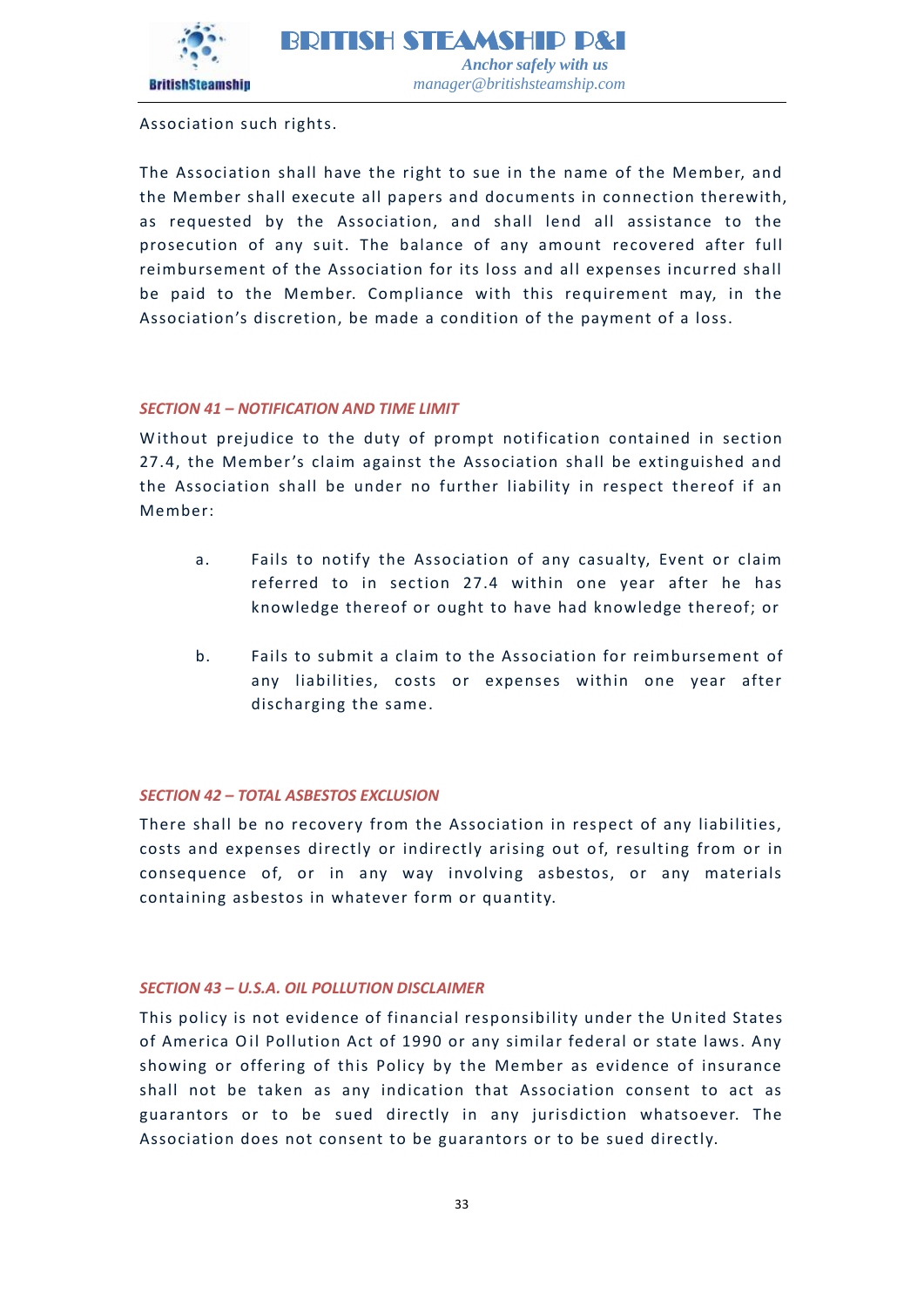Association such rights.

The Association shall have the right to sue in the name of the Member, and the Member shall execute all papers and documents in connection therewith, as requested by the Association, and shall lend all assistance to the prosecution of any suit. The balance of any amount recovered after full reimbursement of the Association for its loss and all expenses incurred shall be paid to the Member. Compliance with this requirement may, in the Association's discretion, be made a condition of the payment of a loss.

### *SECTION 41 – NOTIFICATION AND TIME LIMIT*

Without prejudice to the duty of prompt notification contained in section 27.4, the Member's claim against the Association shall be extinguished and the Association shall be under no further liability in respect thereof if an Member:

a. Fails to notify the Association of any casualty, Event or claim referred to in section 27.4 within one year after he has knowledge thereof or ought to have had knowledge thereof; or

b. Fails to submit a claim to the Association for reimbursement of any liabilities, costs or expenses within one year after discharging the same.

### *SECTION 42 – TOTAL ASBESTOS EXCLUSION*

There shall be no recovery from the Association in respect of any liabilities, costs and expenses directly or indirectly arising out of, resulting from or in consequence of, or in any way involving asbestos, or any materials containing asbestos in whatever form or quantity.

### *SECTION 43 – U.S.A. OIL POLLUTION DISCLAIMER*

This policy is not evidence of financial responsibility under the United States of America Oil Pollution Act of 1990 or any similar federal or state laws. Any showing or offering of this Policy by the Member as evidence of insurance shall not be taken as any indication that Association consent to act as guarantors or to be sued directly in any jurisdiction whatsoever. The Association does not consent to be guarantors or to be sued directly.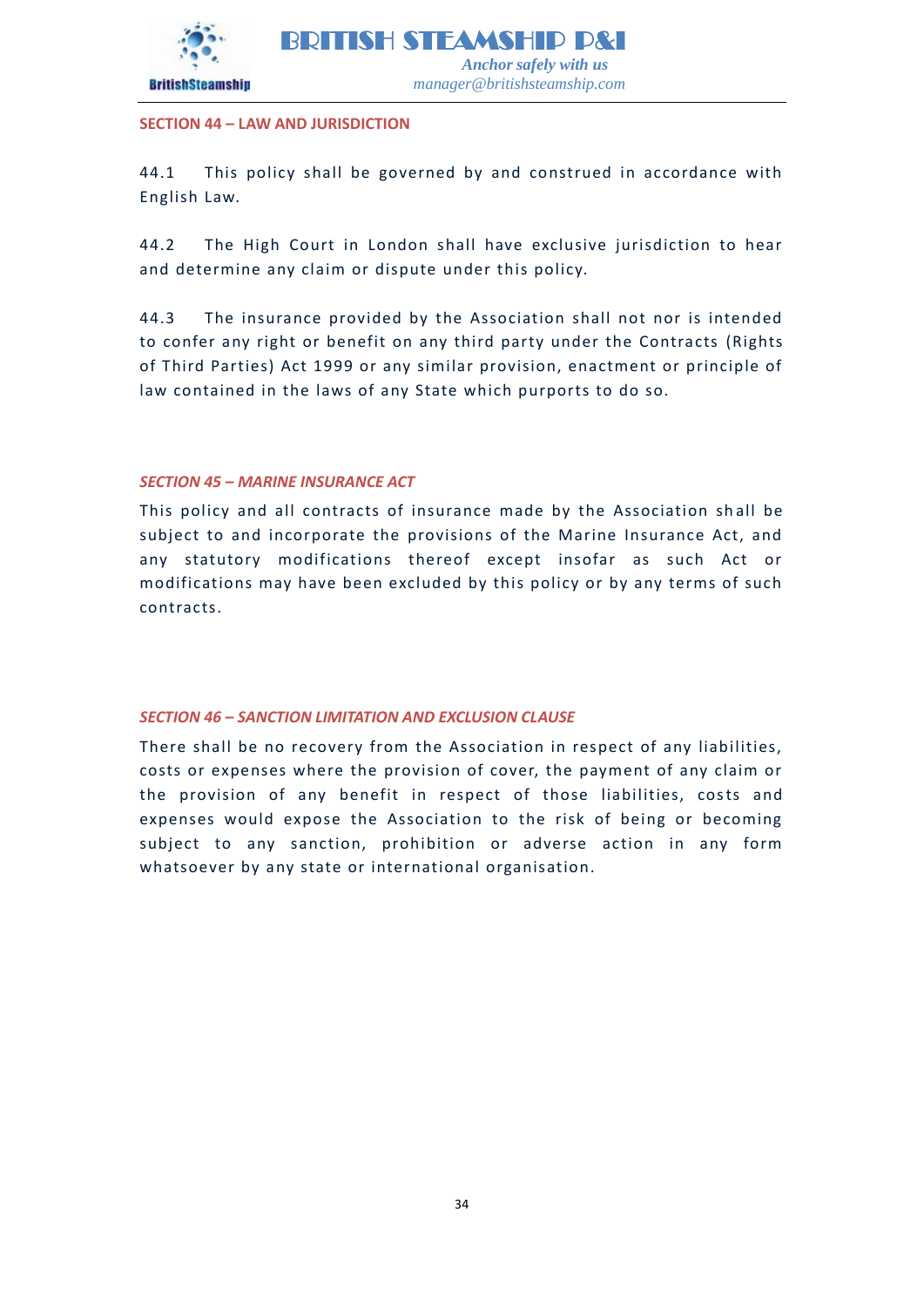## SECTION 44 – LAW AND JURISDICTION

44.1 This policy shall be governed by and construed in accordance with English Law.

44.2 The High Court in London shall have exclusive jurisdiction to hear and determine any claim or dispute under this policy.

44.3 The insurance provided by the Association shall not nor is intended to confer any right or benefit on any third party under the Contracts (Rights of Third Parties) Act 1999 or any similar provision, enactment or principle of law contained in the laws of any State which purports to do so.

## *SECTION 45 – MARINE INSURANCE ACT*

This policy and all contracts of insurance made by the Association shall be subject to and incorporate the provisions of the Marine Insurance Act, and any statutory modifications thereof except insofar as such Act or modifications may have been excluded by this policy or by any terms of such contracts.

## *SECTION 46 – SANCTION LIMITATION AND EXCLUSION CLAUSE*

There shall be no recovery from the Association in respect of any liabilities, costs or expenses where the provision of cover, the payment of any claim or the provision of any benefit in respect of those liabilities, costs and expenses would expose the Association to the risk of being or becoming subject to any sanction, prohibition or adverse action in any form whatsoever by any state or international organisation.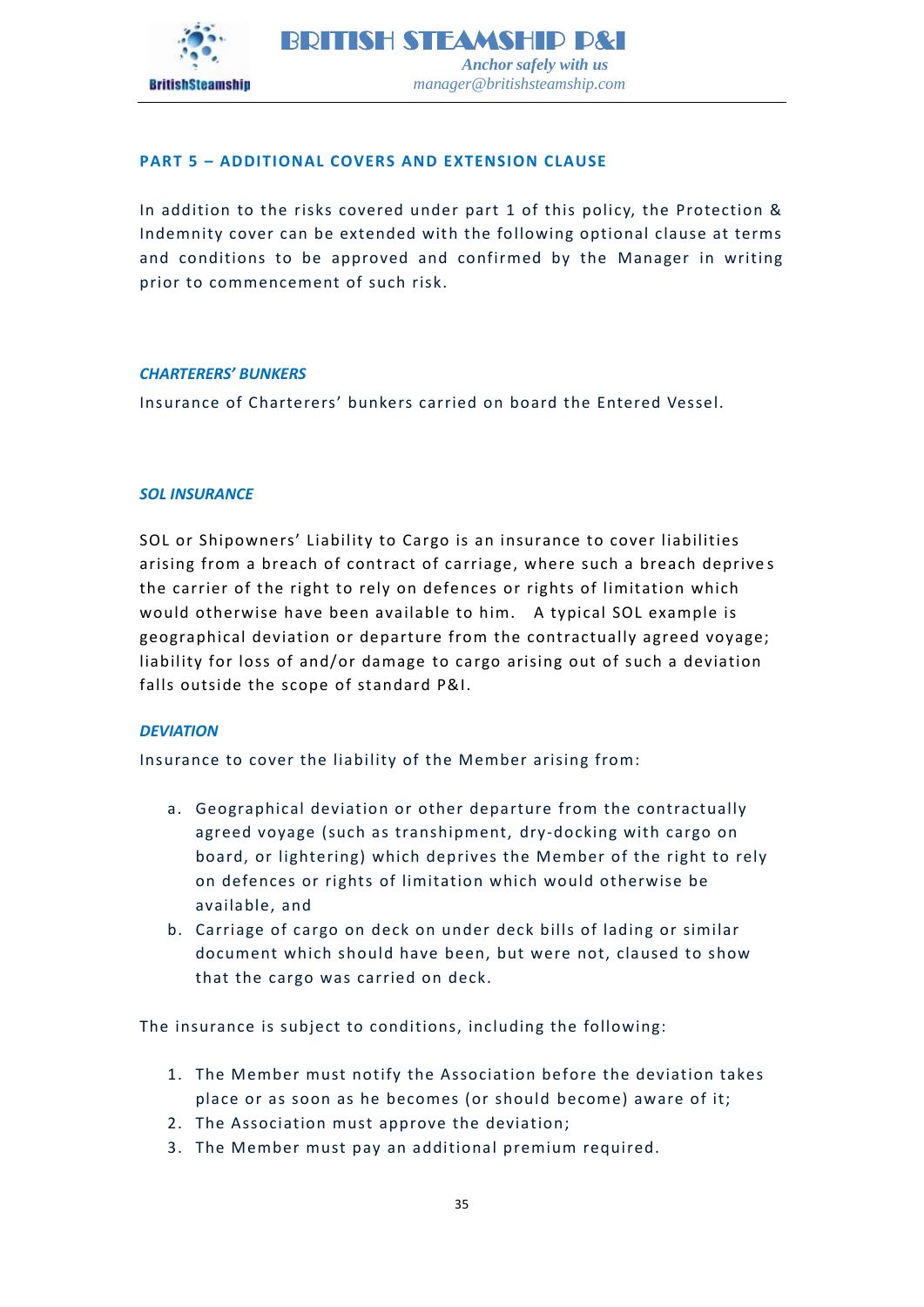## PART 5 – ADDITIONAL COVERS AND EXTENSION CLAUSE

In addition to the risks covered under part 1 of this policy, the Protection & Indemnity cover can be extended with the following optional clause at terms and conditions to be approved and confirmed by the Manager in writing prior to commencement of such risk.

### *CHARTERERS' BUNKERS*

Insurance of Charterers' bunkers carried on board the Entered Vessel.

### *SOL INSURANCE*

SOL or Shipowners' Liability to Cargo is an insurance to cover liabilities arising from a breach of contract of carriage, where such a breach deprives the carrier of the right to rely on defences or rights of limitation which would otherwise have been available to him. A typical SOL example is geographical deviation or departure from the contractually agreed voyage; liability for loss of and/or damage to cargo arising out of such a deviation falls outside the scope of standard P&I.

### *DEVIATION*

Insurance to cover the liability of the Member arising from:

a. Geographical deviation or other departure from the contractually agreed voyage (such as transhipment, dry-docking with cargo on board, or lightering) which deprives the Member of the right to rely on defences or rights of limitation which would otherwise be available, and
b. Carriage of cargo on deck on under deck bills of lading or similar document which should have been, but were not, claused to show that the cargo was carried on deck.

The insurance is subject to conditions, including the following:

1. The Member must notify the Association before the deviation takes place or as soon as he becomes (or should become) aware of it;
2. The Association must approve the deviation;
3. The Member must pay an additional premium required.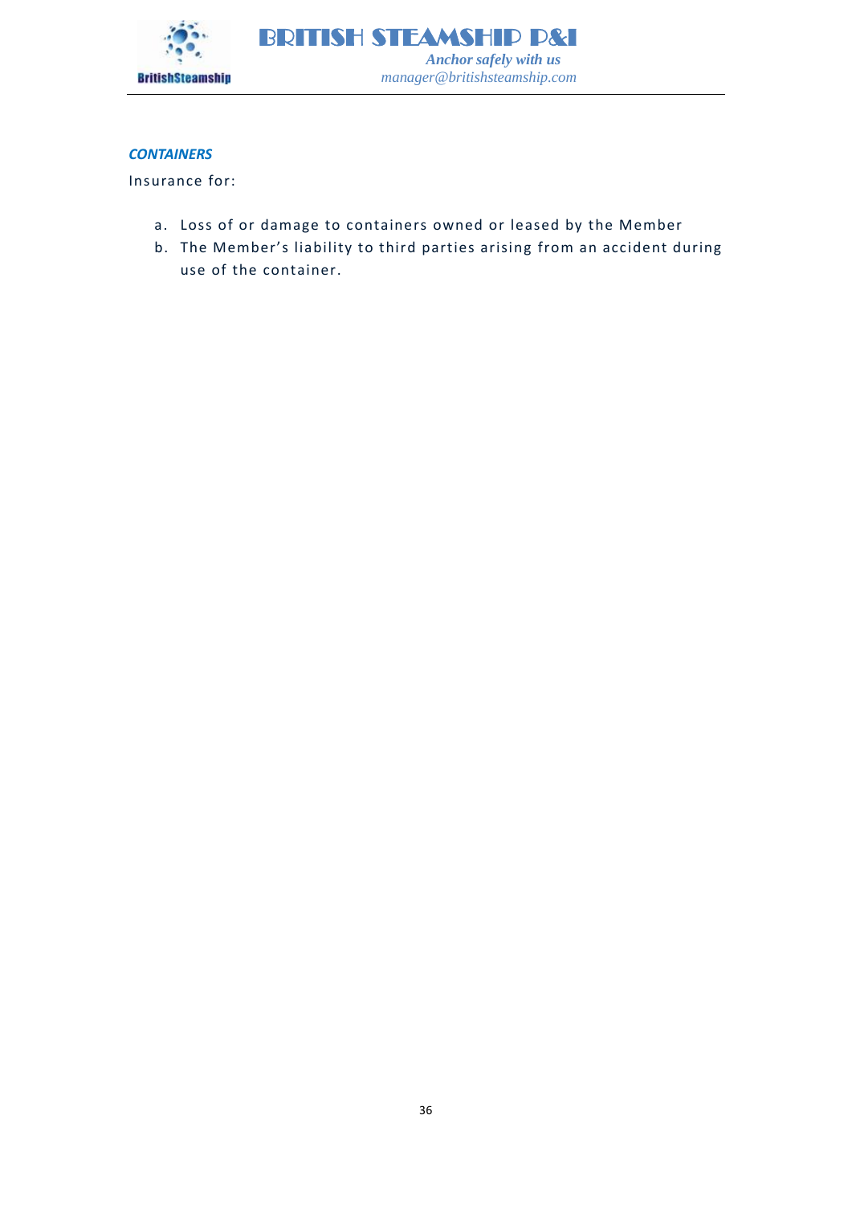### *CONTAINERS*

Insurance for:

a. Loss of or damage to containers owned or leased by the Member
b. The Member's liability to third parties arising from an accident during use of the container.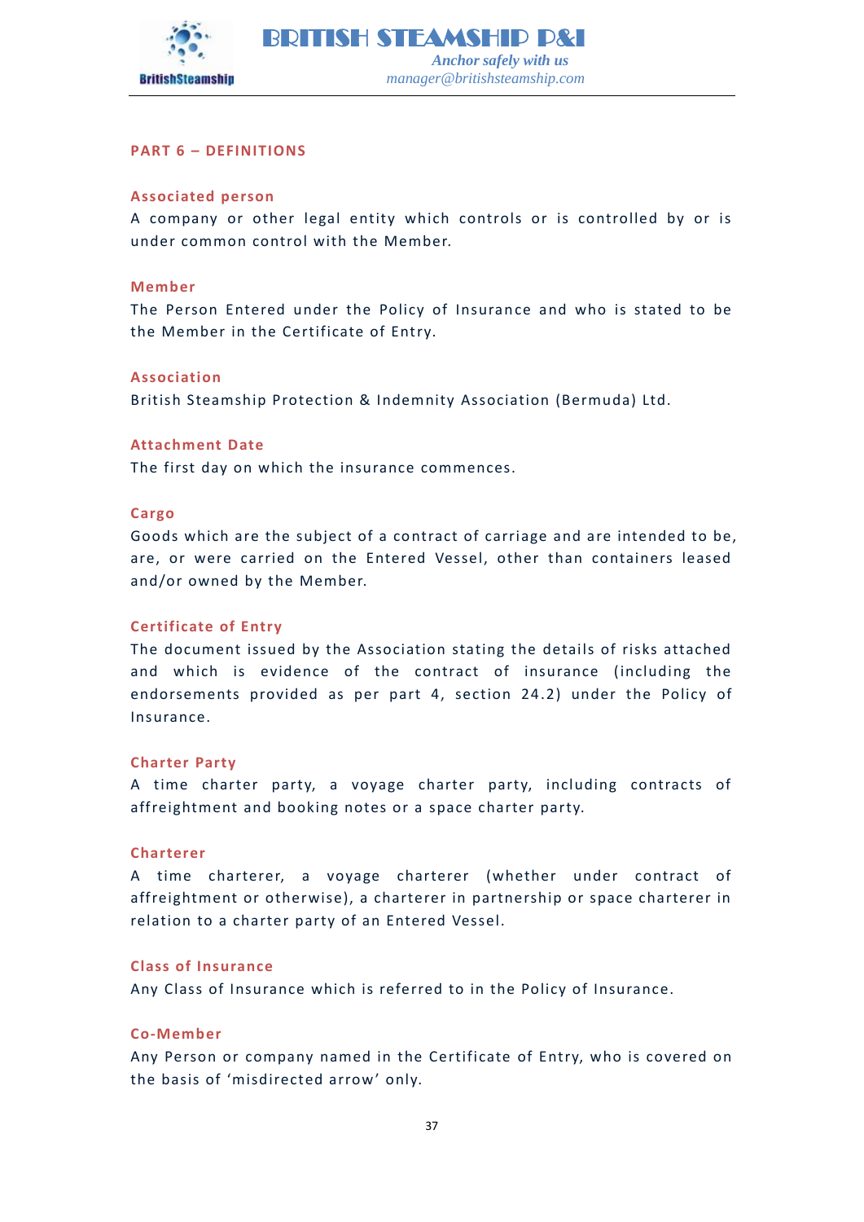## PART 6 – DEFINITIONS

### Associated person

A company or other legal entity which controls or is controlled by or is under common control with the Member.

### Member

The Person Entered under the Policy of Insurance and who is stated to be the Member in the Certificate of Entry.

### Association

British Steamship Protection & Indemnity Association (Bermuda) Ltd.

### Attachment Date

The first day on which the insurance commences.

### Cargo

Goods which are the subject of a contract of carriage and are intended to be, are, or were carried on the Entered Vessel, other than containers leased and/or owned by the Member.

### Certificate of Entry

The document issued by the Association stating the details of risks attached and which is evidence of the contract of insurance (including the endorsements provided as per part 4, section 24.2) under the Policy of Insurance.

### Charter Party

A time charter party, a voyage charter party, including contracts of affreightment and booking notes or a space charter party.

### Charterer

A time charterer, a voyage charterer (whether under contract of affreightment or otherwise), a charterer in partnership or space charterer in relation to a charter party of an Entered Vessel.

### Class of Insurance

Any Class of Insurance which is referred to in the Policy of Insurance.

### Co-Member

Any Person or company named in the Certificate of Entry, who is covered on the basis of 'misdirected arrow' only.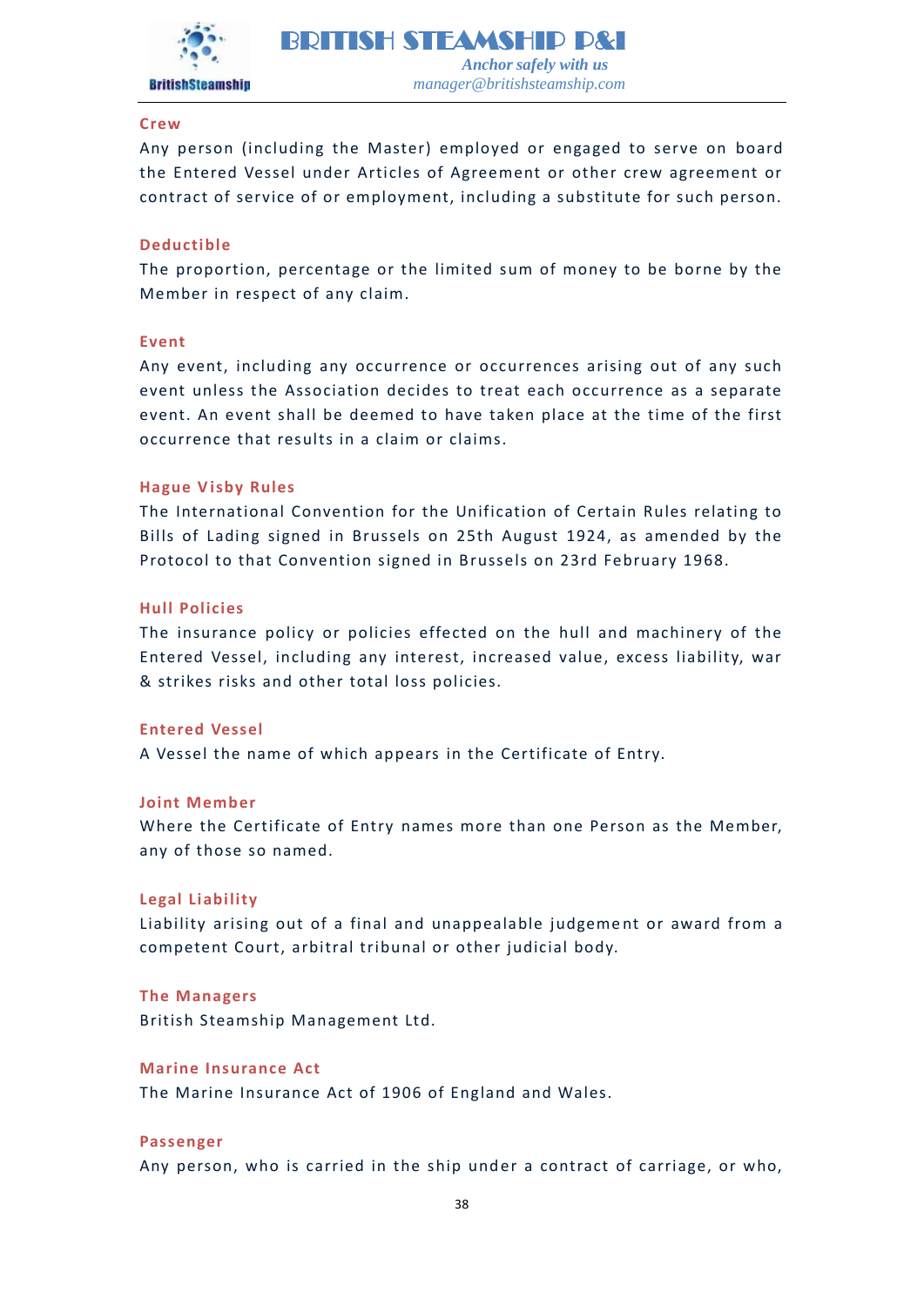### Crew

Any person (including the Master) employed or engaged to serve on board the Entered Vessel under Articles of Agreement or other crew agreement or contract of service of or employment, including a substitute for such person.

### Deductible

The proportion, percentage or the limited sum of money to be borne by the Member in respect of any claim.

### Event

Any event, including any occurrence or occurrences arising out of any such event unless the Association decides to treat each occurrence as a separate event. An event shall be deemed to have taken place at the time of the first occurrence that results in a claim or claims.

### Hague Visby Rules

The International Convention for the Unification of Certain Rules relating to Bills of Lading signed in Brussels on 25th August 1924, as amended by the Protocol to that Convention signed in Brussels on 23rd February 1968.

### Hull Policies

The insurance policy or policies effected on the hull and machinery of the Entered Vessel, including any interest, increased value, excess liability, war & strikes risks and other total loss policies.

### Entered Vessel

A Vessel the name of which appears in the Certificate of Entry.

### Joint Member

Where the Certificate of Entry names more than one Person as the Member, any of those so named.

### Legal Liability

Liability arising out of a final and unappealable judgement or award from a competent Court, arbitral tribunal or other judicial body.

### The Managers

British Steamship Management Ltd.

### Marine Insurance Act

The Marine Insurance Act of 1906 of England and Wales.

### Passenger

Any person, who is carried in the ship under a contract of carriage, or who,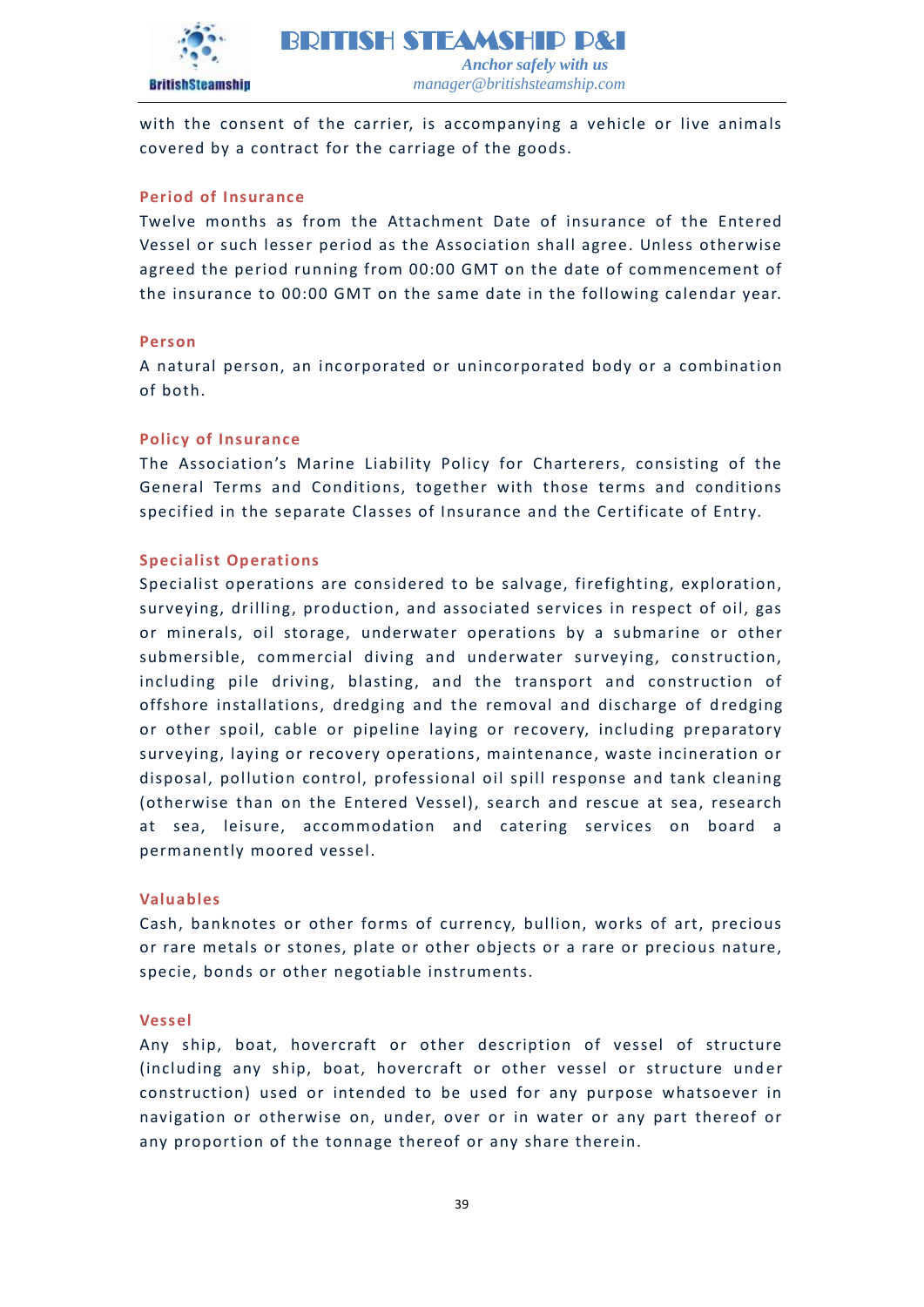with the consent of the carrier, is accompanying a vehicle or live animals covered by a contract for the carriage of the goods.

### Period of Insurance

Twelve months as from the Attachment Date of insurance of the Entered Vessel or such lesser period as the Association shall agree. Unless otherwise agreed the period running from 00:00 GMT on the date of commencement of the insurance to 00:00 GMT on the same date in the following calendar year.

### Person

A natural person, an incorporated or unincorporated body or a combination of both.

### Policy of Insurance

The Association's Marine Liability Policy for Charterers, consisting of the General Terms and Conditions, together with those terms and conditions specified in the separate Classes of Insurance and the Certificate of Entry.

### Specialist Operations

Specialist operations are considered to be salvage, firefighting, exploration, surveying, drilling, production, and associated services in respect of oil, gas or minerals, oil storage, underwater operations by a submarine or other submersible, commercial diving and underwater surveying, construction, including pile driving, blasting, and the transport and construction of offshore installations, dredging and the removal and discharge of dredging or other spoil, cable or pipeline laying or recovery, including preparatory surveying, laying or recovery operations, maintenance, waste incineration or disposal, pollution control, professional oil spill response and tank cleaning (otherwise than on the Entered Vessel), search and rescue at sea, research at sea, leisure, accommodation and catering services on board a permanently moored vessel.

### Valuables

Cash, banknotes or other forms of currency, bullion, works of art, precious or rare metals or stones, plate or other objects or a rare or precious nature, specie, bonds or other negotiable instruments.

### Vessel

Any ship, boat, hovercraft or other description of vessel of structure (including any ship, boat, hovercraft or other vessel or structure under construction) used or intended to be used for any purpose whatsoever in navigation or otherwise on, under, over or in water or any part thereof or any proportion of the tonnage thereof or any share therein.